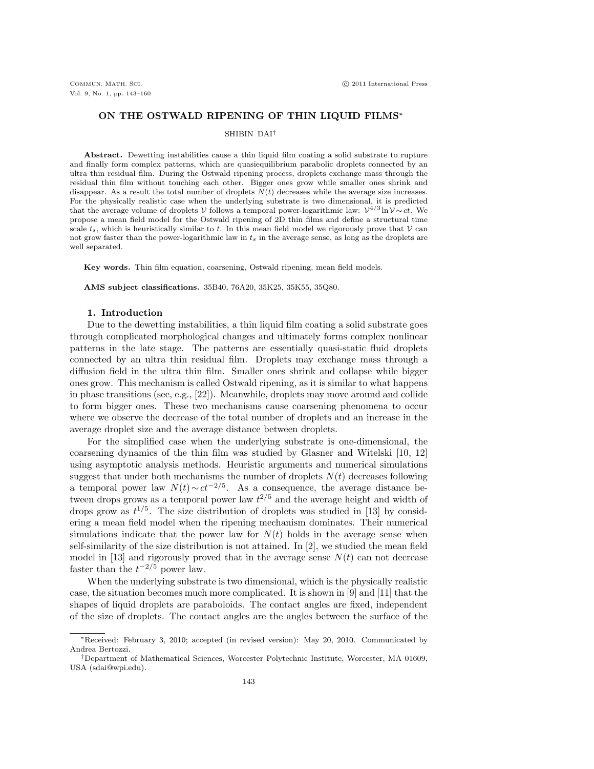# ON THE OSTWALD RIPENING OF THIN LIQUID FILMS*

SHIBIN DAI†

**Abstract.** Dewetting instabilities cause a thin liquid film coating a solid substrate to rupture and finally form complex patterns, which are quasiequilibrium parabolic droplets connected by an ultra thin residual film. During the Ostwald ripening process, droplets exchange mass through the residual thin film without touching each other. Bigger ones grow while smaller ones shrink and disappear. As a result the total number of droplets $N(t)$ decreases while the average size increases. For the physically realistic case when the underlying substrate is two dimensional, it is predicted that the average volume of droplets $\mathcal{V}$ follows a temporal power-logarithmic law: $\mathcal{V}^{4/3}\ln\mathcal{V}\sim ct$. We propose a mean field model for the Ostwald ripening of 2D thin films and define a structural time scale $t_s$, which is heuristically similar to $t$. In this mean field model we rigorously prove that $\mathcal{V}$ can not grow faster than the power-logarithmic law in $t_s$ in the average sense, as long as the droplets are well separated.

**Key words.** Thin film equation, coarsening, Ostwald ripening, mean field models.

**AMS subject classifications.** 35B40, 76A20, 35K25, 35K55, 35Q80.

## 1. Introduction

Due to the dewetting instabilities, a thin liquid film coating a solid substrate goes through complicated morphological changes and ultimately forms complex nonlinear patterns in the late stage. The patterns are essentially quasi-static fluid droplets connected by an ultra thin residual film. Droplets may exchange mass through a diffusion field in the ultra thin film. Smaller ones shrink and collapse while bigger ones grow. This mechanism is called Ostwald ripening, as it is similar to what happens in phase transitions (see, e.g., [22]). Meanwhile, droplets may move around and collide to form bigger ones. These two mechanisms cause coarsening phenomena to occur where we observe the decrease of the total number of droplets and an increase in the average droplet size and the average distance between droplets.

For the simplified case when the underlying substrate is one-dimensional, the coarsening dynamics of the thin film was studied by Glasner and Witelski [10, 12] using asymptotic analysis methods. Heuristic arguments and numerical simulations suggest that under both mechanisms the number of droplets $N(t)$ decreases following a temporal power law $N(t)\sim ct^{-2/5}$. As a consequence, the average distance between drops grows as a temporal power law $t^{2/5}$ and the average height and width of drops grow as $t^{1/5}$. The size distribution of droplets was studied in [13] by considering a mean field model when the ripening mechanism dominates. Their numerical simulations indicate that the power law for $N(t)$ holds in the average sense when self-similarity of the size distribution is not attained. In [2], we studied the mean field model in [13] and rigorously proved that in the average sense $N(t)$ can not decrease faster than the $t^{-2/5}$ power law.

When the underlying substrate is two dimensional, which is the physically realistic case, the situation becomes much more complicated. It is shown in [9] and [11] that the shapes of liquid droplets are paraboloids. The contact angles are fixed, independent of the size of droplets. The contact angles are the angles between the surface of the

*Received: February 3, 2010; accepted (in revised version): May 20, 2010. Communicated by Andrea Bertozzi.

†Department of Mathematical Sciences, Worcester Polytechnic Institute, Worcester, MA 01609, USA (sdai@wpi.edu).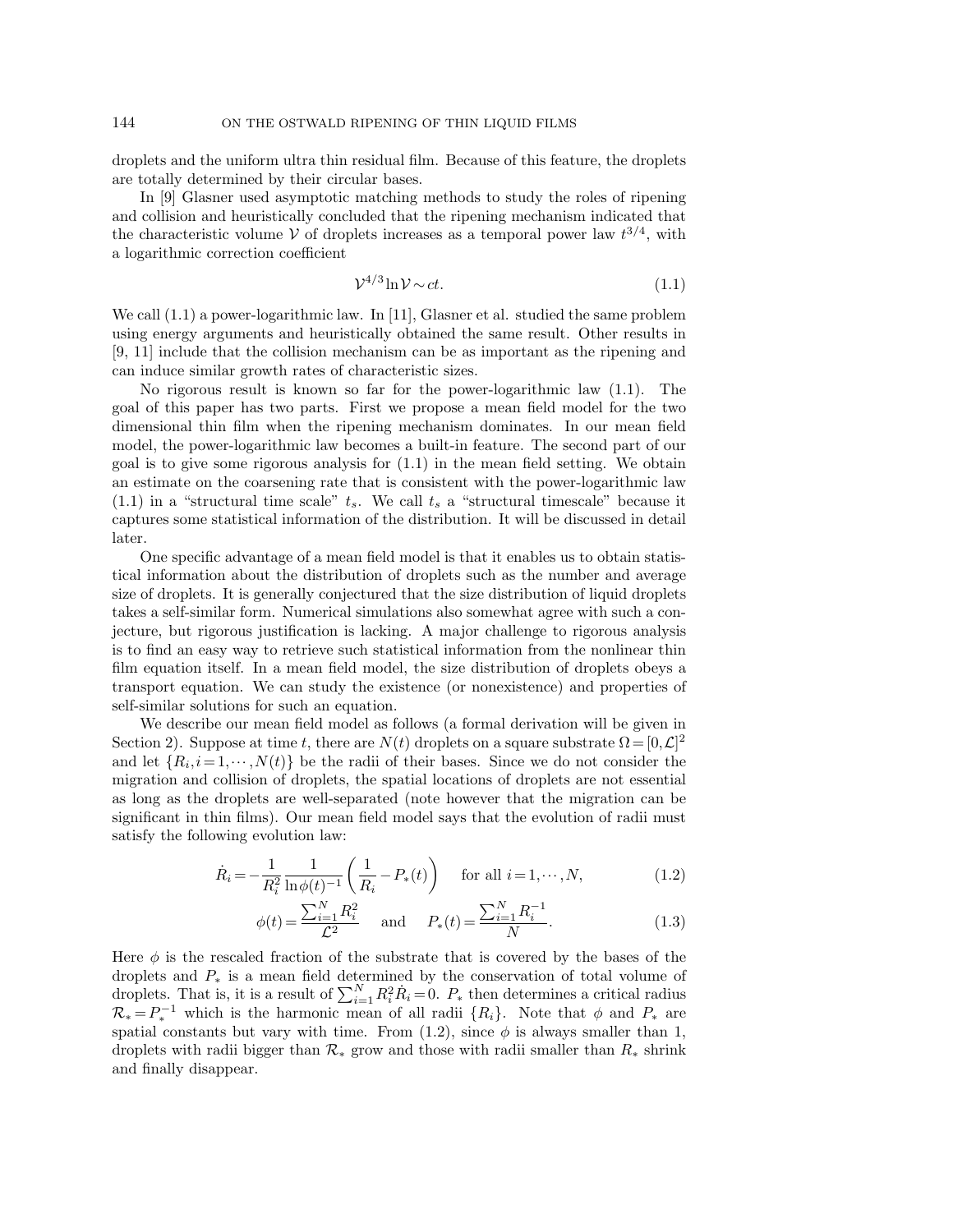droplets and the uniform ultra thin residual film. Because of this feature, the droplets are totally determined by their circular bases.

In [9] Glasner used asymptotic matching methods to study the roles of ripening and collision and heuristically concluded that the ripening mechanism indicated that the characteristic volume $\mathcal{V}$ of droplets increases as a temporal power law $t^{3/4}$, with a logarithmic correction coefficient

$$\mathcal{V}^{4/3}\ln\mathcal{V} \sim ct. \tag{1.1}$$

We call (1.1) a power-logarithmic law. In [11], Glasner et al. studied the same problem using energy arguments and heuristically obtained the same result. Other results in [9, 11] include that the collision mechanism can be as important as the ripening and can induce similar growth rates of characteristic sizes.

No rigorous result is known so far for the power-logarithmic law (1.1). The goal of this paper has two parts. First we propose a mean field model for the two dimensional thin film when the ripening mechanism dominates. In our mean field model, the power-logarithmic law becomes a built-in feature. The second part of our goal is to give some rigorous analysis for (1.1) in the mean field setting. We obtain an estimate on the coarsening rate that is consistent with the power-logarithmic law (1.1) in a "structural time scale" $t_s$. We call $t_s$ a "structural timescale" because it captures some statistical information of the distribution. It will be discussed in detail later.

One specific advantage of a mean field model is that it enables us to obtain statistical information about the distribution of droplets such as the number and average size of droplets. It is generally conjectured that the size distribution of liquid droplets takes a self-similar form. Numerical simulations also somewhat agree with such a conjecture, but rigorous justification is lacking. A major challenge to rigorous analysis is to find an easy way to retrieve such statistical information from the nonlinear thin film equation itself. In a mean field model, the size distribution of droplets obeys a transport equation. We can study the existence (or nonexistence) and properties of self-similar solutions for such an equation.

We describe our mean field model as follows (a formal derivation will be given in Section 2). Suppose at time $t$, there are $N(t)$ droplets on a square substrate $\Omega = [0,\mathcal{L}]^2$ and let $\{R_i, i=1,\cdots,N(t)\}$ be the radii of their bases. Since we do not consider the migration and collision of droplets, the spatial locations of droplets are not essential as long as the droplets are well-separated (note however that the migration can be significant in thin films). Our mean field model says that the evolution of radii must satisfy the following evolution law:

$$\dot{R}_i = -\frac{1}{R_i^2}\frac{1}{\ln\phi(t)^{-1}}\left(\frac{1}{R_i} - P_*(t)\right) \quad \text{ for all } i=1,\cdots,N, \tag{1.2}$$

$$\phi(t) = \frac{\sum_{i=1}^N R_i^2}{\mathcal{L}^2} \quad \text{ and } \quad P_*(t) = \frac{\sum_{i=1}^N R_i^{-1}}{N}. \tag{1.3}$$

Here $\phi$ is the rescaled fraction of the substrate that is covered by the bases of the droplets and $P_*$ is a mean field determined by the conservation of total volume of droplets. That is, it is a result of $\sum_{i=1}^N R_i^2 \dot{R}_i = 0$. $P_*$ then determines a critical radius $\mathcal{R}_* = P_*^{-1}$ which is the harmonic mean of all radii $\{R_i\}$. Note that $\phi$ and $P_*$ are spatial constants but vary with time. From (1.2), since $\phi$ is always smaller than 1, droplets with radii bigger than $\mathcal{R}_*$ grow and those with radii smaller than $R_*$ shrink and finally disappear.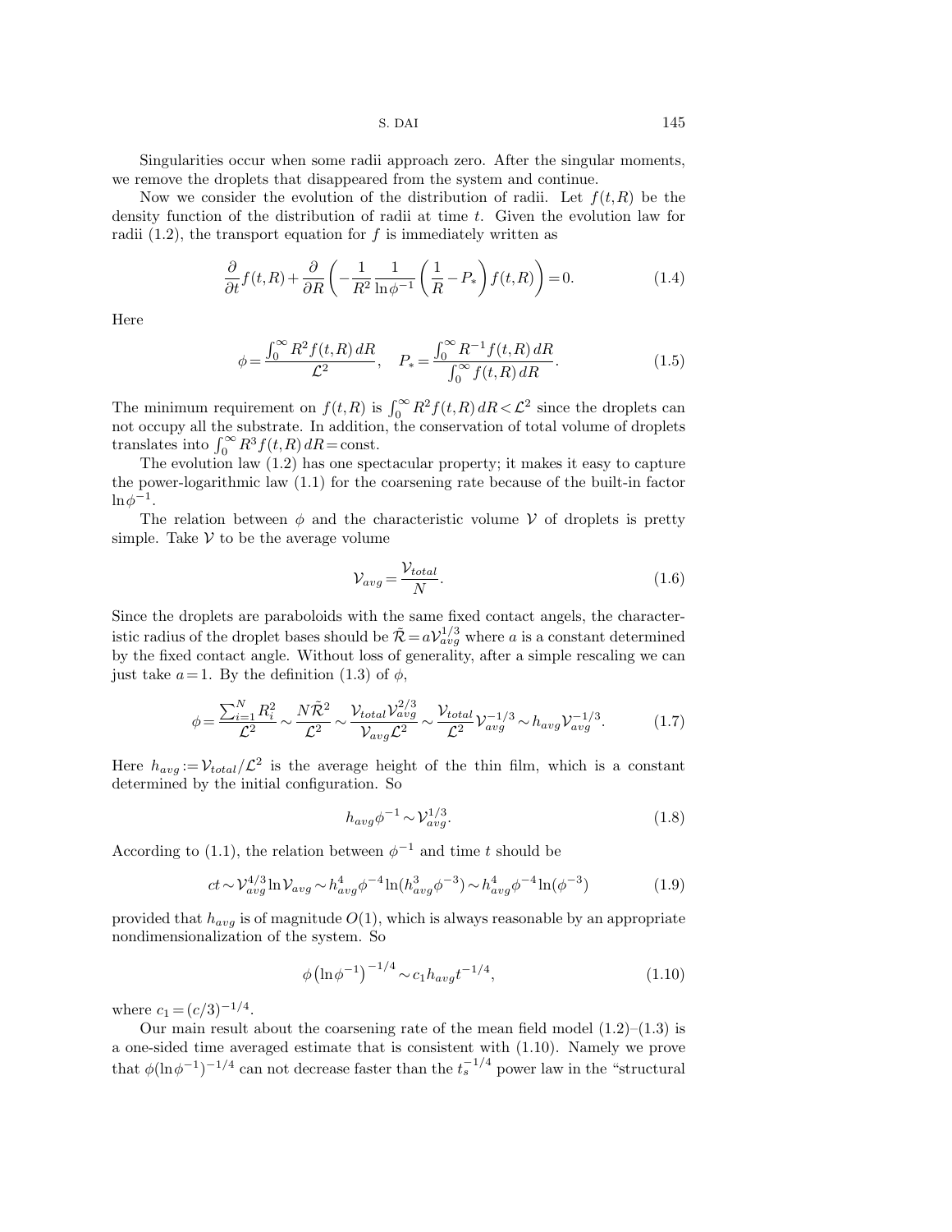Singularities occur when some radii approach zero. After the singular moments, we remove the droplets that disappeared from the system and continue.

Now we consider the evolution of the distribution of radii. Let $f(t,R)$ be the density function of the distribution of radii at time $t$. Given the evolution law for radii (1.2), the transport equation for $f$ is immediately written as

$$\frac{\partial}{\partial t}f(t,R)+\frac{\partial}{\partial R}\left(-\frac{1}{R^2}\frac{1}{\ln\phi^{-1}}\left(\frac{1}{R}-P_*\right)f(t,R)\right)=0. \tag{1.4}$$

Here

$$\phi=\frac{\int_0^\infty R^2 f(t,R)\,dR}{\mathcal{L}^2},\quad P_*=\frac{\int_0^\infty R^{-1} f(t,R)\,dR}{\int_0^\infty f(t,R)\,dR}. \tag{1.5}$$

The minimum requirement on $f(t,R)$ is $\int_0^\infty R^2 f(t,R)\,dR<\mathcal{L}^2$ since the droplets can not occupy all the substrate. In addition, the conservation of total volume of droplets translates into $\int_0^\infty R^3 f(t,R)\,dR=\text{const}$.

The evolution law (1.2) has one spectacular property; it makes it easy to capture the power-logarithmic law (1.1) for the coarsening rate because of the built-in factor $\ln\phi^{-1}$.

The relation between $\phi$ and the characteristic volume $\mathcal{V}$ of droplets is pretty simple. Take $\mathcal{V}$ to be the average volume

$$\mathcal{V}_{avg}=\frac{\mathcal{V}_{total}}{N}. \tag{1.6}$$

Since the droplets are paraboloids with the same fixed contact angels, the characteristic radius of the droplet bases should be $\tilde{\mathcal{R}}=a\mathcal{V}_{avg}^{1/3}$ where $a$ is a constant determined by the fixed contact angle. Without loss of generality, after a simple rescaling we can just take $a=1$. By the definition (1.3) of $\phi$,

$$\phi=\frac{\sum_{i=1}^N R_i^2}{\mathcal{L}^2}\sim\frac{N\tilde{\mathcal{R}}^2}{\mathcal{L}^2}\sim\frac{\mathcal{V}_{total}\mathcal{V}_{avg}^{2/3}}{\mathcal{V}_{avg}\mathcal{L}^2}\sim\frac{\mathcal{V}_{total}}{\mathcal{L}^2}\mathcal{V}_{avg}^{-1/3}\sim h_{avg}\mathcal{V}_{avg}^{-1/3}. \tag{1.7}$$

Here $h_{avg}:=\mathcal{V}_{total}/\mathcal{L}^2$ is the average height of the thin film, which is a constant determined by the initial configuration. So

$$h_{avg}\phi^{-1}\sim\mathcal{V}_{avg}^{1/3}. \tag{1.8}$$

According to (1.1), the relation between $\phi^{-1}$ and time $t$ should be

$$ct\sim\mathcal{V}_{avg}^{4/3}\ln\mathcal{V}_{avg}\sim h_{avg}^4\phi^{-4}\ln(h_{avg}^3\phi^{-3})\sim h_{avg}^4\phi^{-4}\ln(\phi^{-3}) \tag{1.9}$$

provided that $h_{avg}$ is of magnitude $O(1)$, which is always reasonable by an appropriate nondimensionalization of the system. So

$$\phi\left(\ln\phi^{-1}\right)^{-1/4}\sim c_1 h_{avg}t^{-1/4}, \tag{1.10}$$

where $c_1=(c/3)^{-1/4}$.

Our main result about the coarsening rate of the mean field model (1.2)–(1.3) is a one-sided time averaged estimate that is consistent with (1.10). Namely we prove that $\phi(\ln\phi^{-1})^{-1/4}$ can not decrease faster than the $t_s^{-1/4}$ power law in the "structural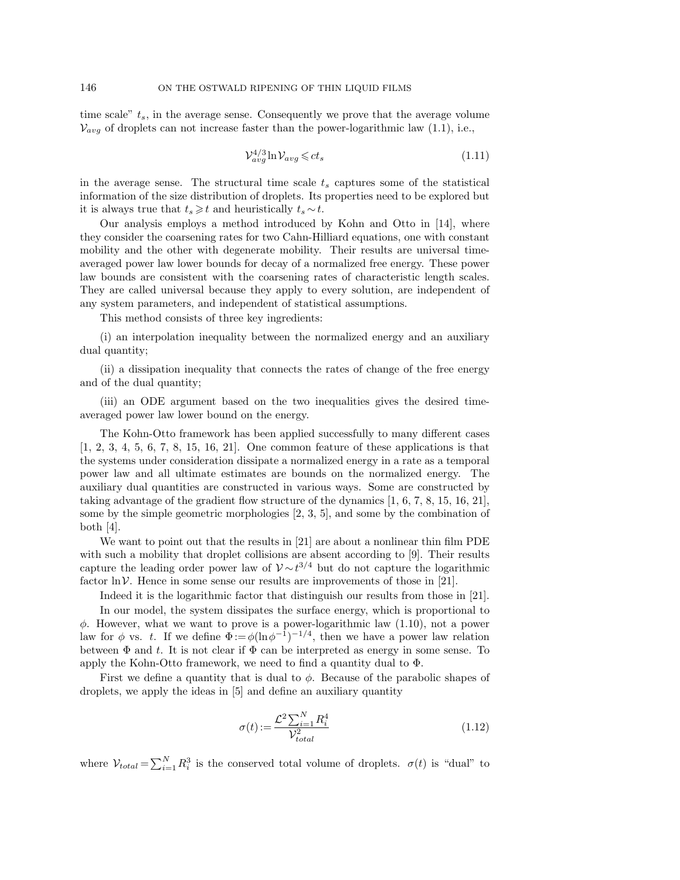time scale" $t_s$, in the average sense. Consequently we prove that the average volume $\mathcal{V}_{avg}$ of droplets can not increase faster than the power-logarithmic law (1.1), i.e.,

$$\mathcal{V}_{avg}^{4/3}\ln\mathcal{V}_{avg} \leqslant ct_s \tag{1.11}$$

in the average sense. The structural time scale $t_s$ captures some of the statistical information of the size distribution of droplets. Its properties need to be explored but it is always true that $t_s \geqslant t$ and heuristically $t_s \sim t$.

Our analysis employs a method introduced by Kohn and Otto in [14], where they consider the coarsening rates for two Cahn-Hilliard equations, one with constant mobility and the other with degenerate mobility. Their results are universal time-averaged power law lower bounds for decay of a normalized free energy. These power law bounds are consistent with the coarsening rates of characteristic length scales. They are called universal because they apply to every solution, are independent of any system parameters, and independent of statistical assumptions.

This method consists of three key ingredients:

(i) an interpolation inequality between the normalized energy and an auxiliary dual quantity;

(ii) a dissipation inequality that connects the rates of change of the free energy and of the dual quantity;

(iii) an ODE argument based on the two inequalities gives the desired time-averaged power law lower bound on the energy.

The Kohn-Otto framework has been applied successfully to many different cases [1, 2, 3, 4, 5, 6, 7, 8, 15, 16, 21]. One common feature of these applications is that the systems under consideration dissipate a normalized energy in a rate as a temporal power law and all ultimate estimates are bounds on the normalized energy. The auxiliary dual quantities are constructed in various ways. Some are constructed by taking advantage of the gradient flow structure of the dynamics [1, 6, 7, 8, 15, 16, 21], some by the simple geometric morphologies [2, 3, 5], and some by the combination of both [4].

We want to point out that the results in [21] are about a nonlinear thin film PDE with such a mobility that droplet collisions are absent according to [9]. Their results capture the leading order power law of $\mathcal{V} \sim t^{3/4}$ but do not capture the logarithmic factor $\ln\mathcal{V}$. Hence in some sense our results are improvements of those in [21].

Indeed it is the logarithmic factor that distinguish our results from those in [21].

In our model, the system dissipates the surface energy, which is proportional to $\phi$. However, what we want to prove is a power-logarithmic law (1.10), not a power law for $\phi$ vs. $t$. If we define $\Phi := \phi(\ln\phi^{-1})^{-1/4}$, then we have a power law relation between $\Phi$ and $t$. It is not clear if $\Phi$ can be interpreted as energy in some sense. To apply the Kohn-Otto framework, we need to find a quantity dual to $\Phi$.

First we define a quantity that is dual to $\phi$. Because of the parabolic shapes of droplets, we apply the ideas in [5] and define an auxiliary quantity

$$\sigma(t) := \frac{\mathcal{L}^2\sum_{i=1}^{N} R_i^4}{\mathcal{V}_{total}^2} \tag{1.12}$$

where $\mathcal{V}_{total} = \sum_{i=1}^{N} R_i^3$ is the conserved total volume of droplets. $\sigma(t)$ is "dual" to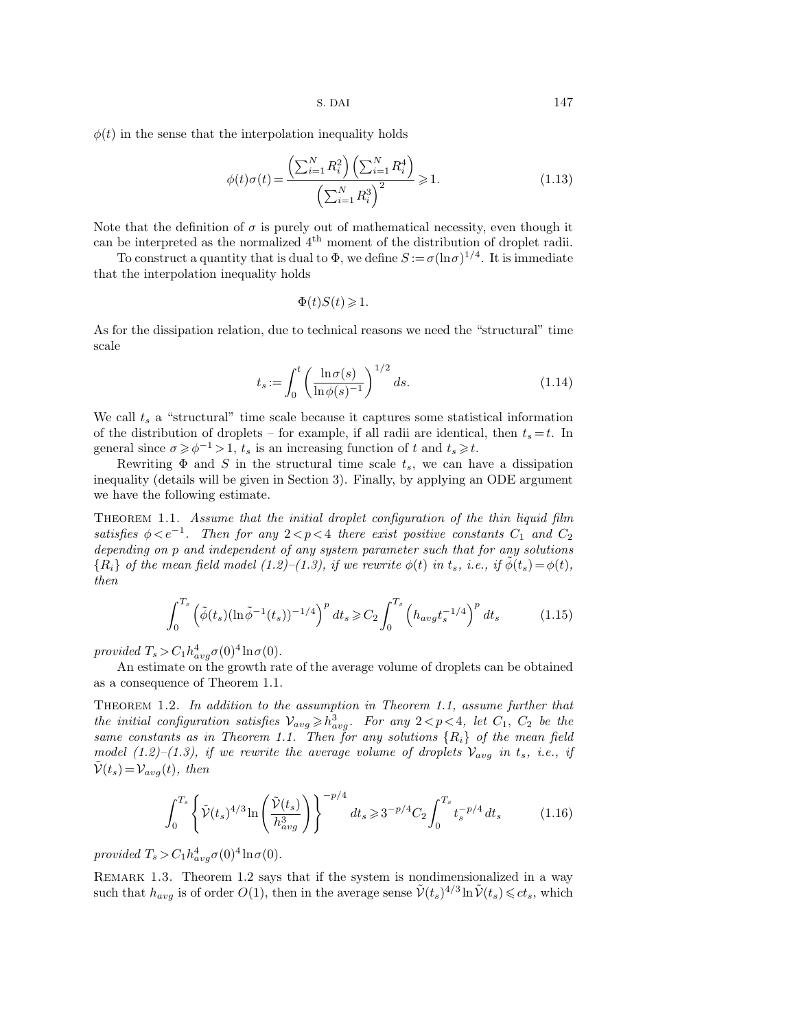$\phi(t)$ in the sense that the interpolation inequality holds

$$\phi(t)\sigma(t) = \frac{\left(\sum_{i=1}^N R_i^2\right)\left(\sum_{i=1}^N R_i^4\right)}{\left(\sum_{i=1}^N R_i^3\right)^2} \geqslant 1. \tag{1.13}$$

Note that the definition of $\sigma$ is purely out of mathematical necessity, even though it can be interpreted as the normalized $4^{\text{th}}$ moment of the distribution of droplet radii.

To construct a quantity that is dual to $\Phi$, we define $S := \sigma(\ln\sigma)^{1/4}$. It is immediate that the interpolation inequality holds

$$\Phi(t)S(t) \geqslant 1.$$

As for the dissipation relation, due to technical reasons we need the "structural" time scale

$$t_s := \int_0^t \left(\frac{\ln\sigma(s)}{\ln\phi(s)^{-1}}\right)^{1/2} ds. \tag{1.14}$$

We call $t_s$ a "structural" time scale because it captures some statistical information of the distribution of droplets – for example, if all radii are identical, then $t_s = t$. In general since $\sigma \geqslant \phi^{-1} > 1$, $t_s$ is an increasing function of $t$ and $t_s \geqslant t$.

Rewriting $\Phi$ and $S$ in the structural time scale $t_s$, we can have a dissipation inequality (details will be given in Section 3). Finally, by applying an ODE argument we have the following estimate.

Theorem 1.1. *Assume that the initial droplet configuration of the thin liquid film satisfies $\phi < e^{-1}$. Then for any $2 < p < 4$ there exist positive constants $C_1$ and $C_2$ depending on $p$ and independent of any system parameter such that for any solutions $\{R_i\}$ of the mean field model (1.2)–(1.3), if we rewrite $\phi(t)$ in $t_s$, i.e., if $\tilde{\phi}(t_s) = \phi(t)$, then*

$$\int_0^{T_s} \left(\tilde{\phi}(t_s)(\ln\tilde{\phi}^{-1}(t_s))^{-1/4}\right)^p dt_s \geqslant C_2 \int_0^{T_s} \left(h_{avg} t_s^{-1/4}\right)^p dt_s \tag{1.15}$$

*provided $T_s > C_1 h_{avg}^4 \sigma(0)^4 \ln\sigma(0)$.*

An estimate on the growth rate of the average volume of droplets can be obtained as a consequence of Theorem 1.1.

Theorem 1.2. *In addition to the assumption in Theorem 1.1, assume further that the initial configuration satisfies $\mathcal{V}_{avg} \geqslant h_{avg}^3$. For any $2 < p < 4$, let $C_1$, $C_2$ be the same constants as in Theorem 1.1. Then for any solutions $\{R_i\}$ of the mean field model (1.2)–(1.3), if we rewrite the average volume of droplets $\mathcal{V}_{avg}$ in $t_s$, i.e., if $\tilde{\mathcal{V}}(t_s) = \mathcal{V}_{avg}(t)$, then*

$$\int_0^{T_s} \left\{\tilde{\mathcal{V}}(t_s)^{4/3} \ln\left(\frac{\tilde{\mathcal{V}}(t_s)}{h_{avg}^3}\right)\right\}^{-p/4} dt_s \geqslant 3^{-p/4} C_2 \int_0^{T_s} t_s^{-p/4}\, dt_s \tag{1.16}$$

*provided $T_s > C_1 h_{avg}^4 \sigma(0)^4 \ln\sigma(0)$.*

Remark 1.3. Theorem 1.2 says that if the system is nondimensionalized in a way such that $h_{avg}$ is of order $O(1)$, then in the average sense $\tilde{\mathcal{V}}(t_s)^{4/3} \ln\tilde{\mathcal{V}}(t_s) \leqslant c t_s$, which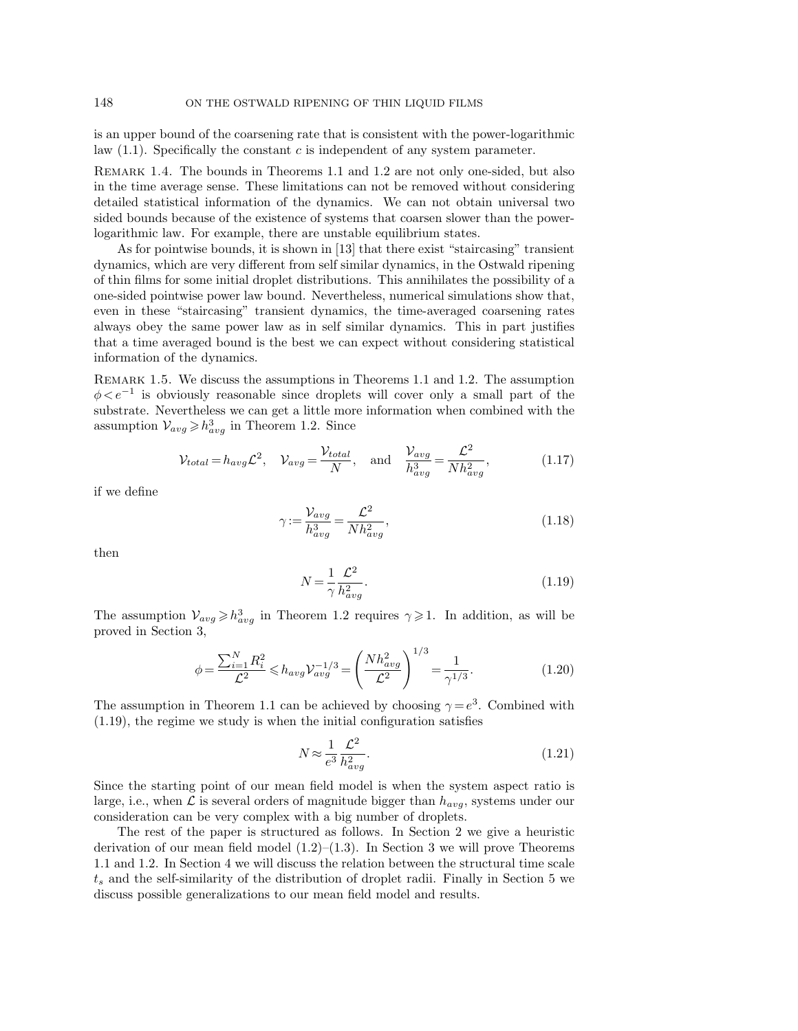is an upper bound of the coarsening rate that is consistent with the power-logarithmic law (1.1). Specifically the constant $c$ is independent of any system parameter.

Remark 1.4. The bounds in Theorems 1.1 and 1.2 are not only one-sided, but also in the time average sense. These limitations can not be removed without considering detailed statistical information of the dynamics. We can not obtain universal two sided bounds because of the existence of systems that coarsen slower than the power-logarithmic law. For example, there are unstable equilibrium states.

As for pointwise bounds, it is shown in [13] that there exist "staircasing" transient dynamics, which are very different from self similar dynamics, in the Ostwald ripening of thin films for some initial droplet distributions. This annihilates the possibility of a one-sided pointwise power law bound. Nevertheless, numerical simulations show that, even in these "staircasing" transient dynamics, the time-averaged coarsening rates always obey the same power law as in self similar dynamics. This in part justifies that a time averaged bound is the best we can expect without considering statistical information of the dynamics.

Remark 1.5. We discuss the assumptions in Theorems 1.1 and 1.2. The assumption $\phi < e^{-1}$ is obviously reasonable since droplets will cover only a small part of the substrate. Nevertheless we can get a little more information when combined with the assumption $\mathcal{V}_{avg} \geqslant h_{avg}^3$ in Theorem 1.2. Since

$$\mathcal{V}_{total} = h_{avg}\mathcal{L}^2, \quad \mathcal{V}_{avg} = \frac{\mathcal{V}_{total}}{N}, \quad \text{and} \quad \frac{\mathcal{V}_{avg}}{h_{avg}^3} = \frac{\mathcal{L}^2}{N h_{avg}^2}, \tag{1.17}$$

if we define

$$\gamma := \frac{\mathcal{V}_{avg}}{h_{avg}^3} = \frac{\mathcal{L}^2}{N h_{avg}^2}, \tag{1.18}$$

then

$$N = \frac{1}{\gamma}\frac{\mathcal{L}^2}{h_{avg}^2}. \tag{1.19}$$

The assumption $\mathcal{V}_{avg} \geqslant h_{avg}^3$ in Theorem 1.2 requires $\gamma \geqslant 1$. In addition, as will be proved in Section 3,

$$\phi = \frac{\sum_{i=1}^N R_i^2}{\mathcal{L}^2} \leqslant h_{avg}\mathcal{V}_{avg}^{-1/3} = \left(\frac{N h_{avg}^2}{\mathcal{L}^2}\right)^{1/3} = \frac{1}{\gamma^{1/3}}. \tag{1.20}$$

The assumption in Theorem 1.1 can be achieved by choosing $\gamma = e^3$. Combined with (1.19), the regime we study is when the initial configuration satisfies

$$N \approx \frac{1}{e^3}\frac{\mathcal{L}^2}{h_{avg}^2}. \tag{1.21}$$

Since the starting point of our mean field model is when the system aspect ratio is large, i.e., when $\mathcal{L}$ is several orders of magnitude bigger than $h_{avg}$, systems under our consideration can be very complex with a big number of droplets.

The rest of the paper is structured as follows. In Section 2 we give a heuristic derivation of our mean field model (1.2)–(1.3). In Section 3 we will prove Theorems 1.1 and 1.2. In Section 4 we will discuss the relation between the structural time scale $t_s$ and the self-similarity of the distribution of droplet radii. Finally in Section 5 we discuss possible generalizations to our mean field model and results.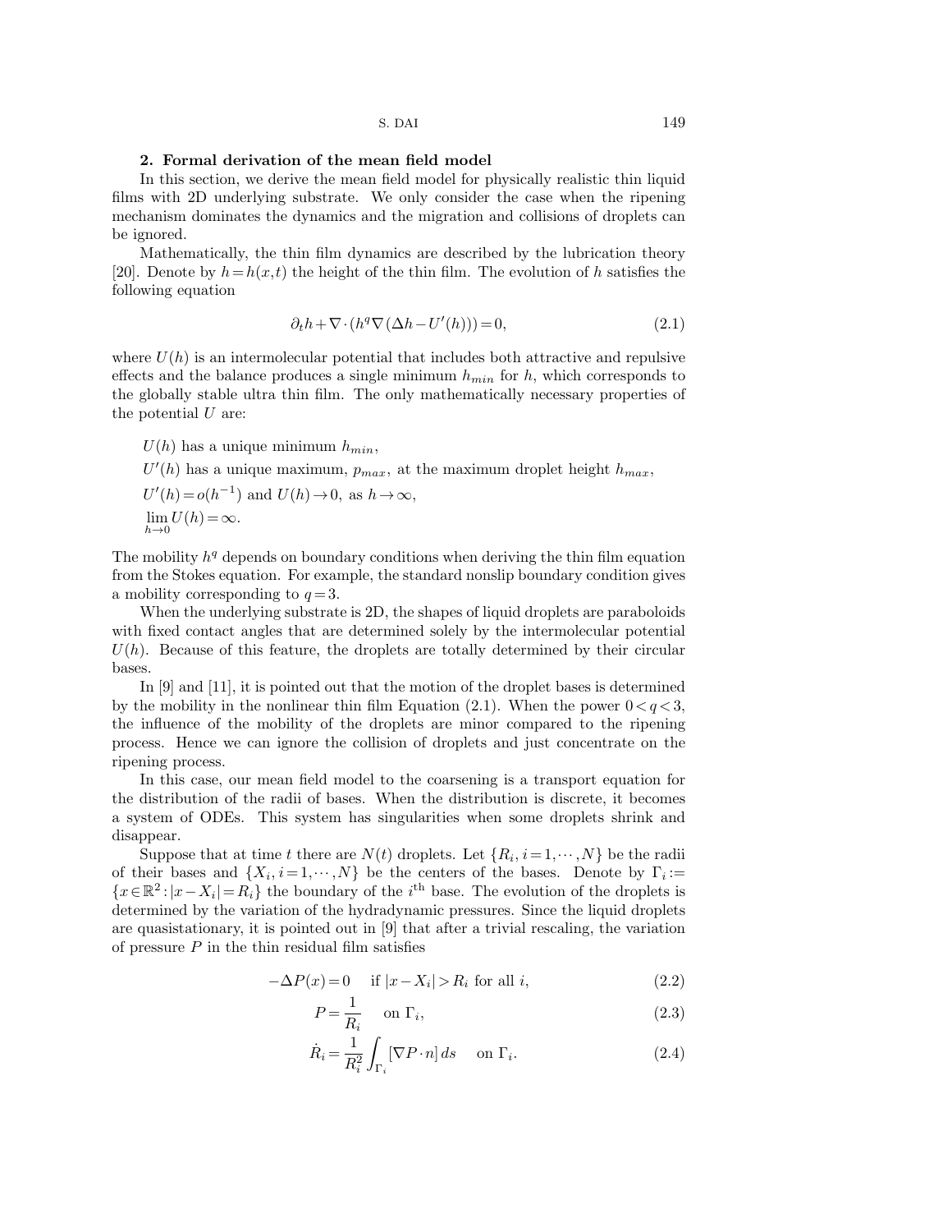## 2. Formal derivation of the mean field model

In this section, we derive the mean field model for physically realistic thin liquid films with 2D underlying substrate. We only consider the case when the ripening mechanism dominates the dynamics and the migration and collisions of droplets can be ignored.

Mathematically, the thin film dynamics are described by the lubrication theory [20]. Denote by $h = h(x,t)$ the height of the thin film. The evolution of $h$ satisfies the following equation

$$\partial_t h + \nabla \cdot (h^q \nabla (\Delta h - U'(h))) = 0, \tag{2.1}$$

where $U(h)$ is an intermolecular potential that includes both attractive and repulsive effects and the balance produces a single minimum $h_{min}$ for $h$, which corresponds to the globally stable ultra thin film. The only mathematically necessary properties of the potential $U$ are:

$U(h)$ has a unique minimum $h_{min}$,

$U'(h)$ has a unique maximum, $p_{max}$, at the maximum droplet height $h_{max}$,

$U'(h) = o(h^{-1})$ and $U(h) \to 0$, as $h \to \infty$,

$\lim_{h \to 0} U(h) = \infty$.

The mobility $h^q$ depends on boundary conditions when deriving the thin film equation from the Stokes equation. For example, the standard nonslip boundary condition gives a mobility corresponding to $q = 3$.

When the underlying substrate is 2D, the shapes of liquid droplets are paraboloids with fixed contact angles that are determined solely by the intermolecular potential $U(h)$. Because of this feature, the droplets are totally determined by their circular bases.

In [9] and [11], it is pointed out that the motion of the droplet bases is determined by the mobility in the nonlinear thin film Equation (2.1). When the power $0 < q < 3$, the influence of the mobility of the droplets are minor compared to the ripening process. Hence we can ignore the collision of droplets and just concentrate on the ripening process.

In this case, our mean field model to the coarsening is a transport equation for the distribution of the radii of bases. When the distribution is discrete, it becomes a system of ODEs. This system has singularities when some droplets shrink and disappear.

Suppose that at time $t$ there are $N(t)$ droplets. Let $\{R_i, i = 1, \cdots, N\}$ be the radii of their bases and $\{X_i, i = 1, \cdots, N\}$ be the centers of the bases. Denote by $\Gamma_i := \{x \in \mathbb{R}^2 : |x - X_i| = R_i\}$ the boundary of the $i^{\text{th}}$ base. The evolution of the droplets is determined by the variation of the hydradynamic pressures. Since the liquid droplets are quasistationary, it is pointed out in [9] that after a trivial rescaling, the variation of pressure $P$ in the thin residual film satisfies

$$-\Delta P(x) = 0 \quad \text{if } |x - X_i| > R_i \text{ for all } i, \tag{2.2}$$

$$P = \frac{1}{R_i} \quad \text{on } \Gamma_i, \tag{2.3}$$

$$\dot{R}_i = \frac{1}{R_i^2} \int_{\Gamma_i} [\nabla P \cdot n] \, ds \quad \text{on } \Gamma_i. \tag{2.4}$$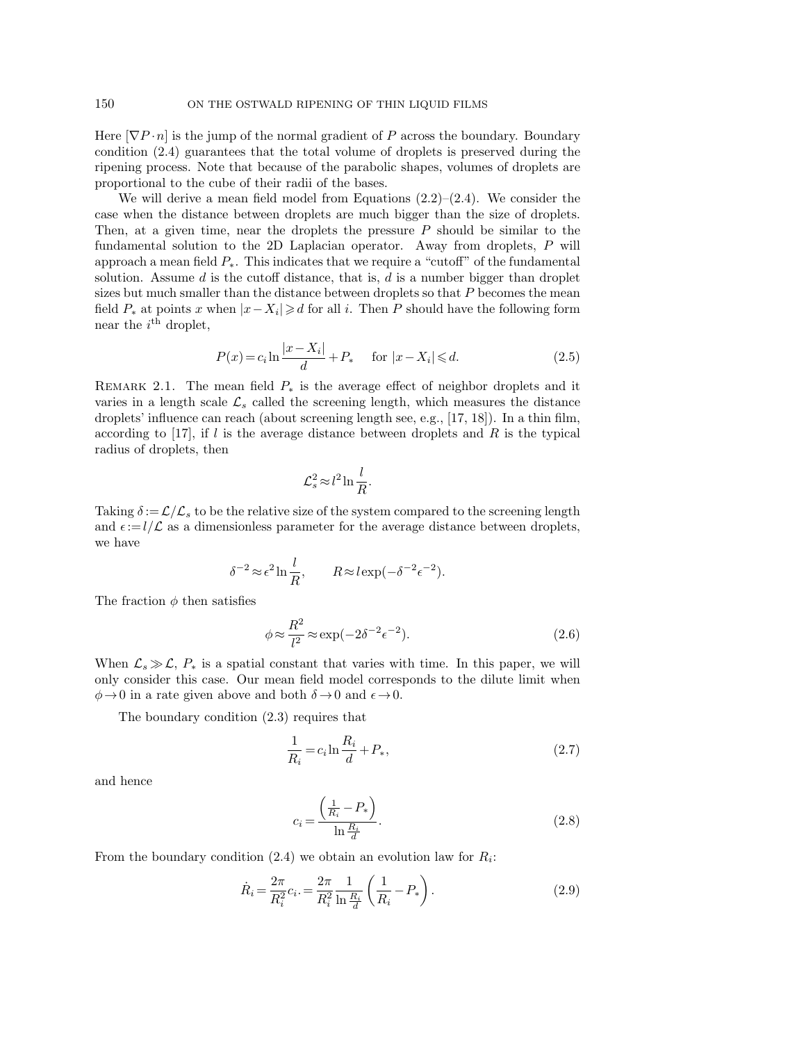Here $[\nabla P \cdot n]$ is the jump of the normal gradient of $P$ across the boundary. Boundary condition (2.4) guarantees that the total volume of droplets is preserved during the ripening process. Note that because of the parabolic shapes, volumes of droplets are proportional to the cube of their radii of the bases.

We will derive a mean field model from Equations (2.2)–(2.4). We consider the case when the distance between droplets are much bigger than the size of droplets. Then, at a given time, near the droplets the pressure $P$ should be similar to the fundamental solution to the 2D Laplacian operator. Away from droplets, $P$ will approach a mean field $P_*$. This indicates that we require a "cutoff" of the fundamental solution. Assume $d$ is the cutoff distance, that is, $d$ is a number bigger than droplet sizes but much smaller than the distance between droplets so that $P$ becomes the mean field $P_*$ at points $x$ when $|x - X_i| \geqslant d$ for all $i$. Then $P$ should have the following form near the $i^{\text{th}}$ droplet,

$$P(x) = c_i \ln \frac{|x - X_i|}{d} + P_* \quad \text{for } |x - X_i| \leqslant d. \tag{2.5}$$

Remark 2.1. The mean field $P_*$ is the average effect of neighbor droplets and it varies in a length scale $\mathcal{L}_s$ called the screening length, which measures the distance droplets' influence can reach (about screening length see, e.g., [17, 18]). In a thin film, according to [17], if $l$ is the average distance between droplets and $R$ is the typical radius of droplets, then

$$\mathcal{L}_s^2 \approx l^2 \ln \frac{l}{R}.$$

Taking $\delta := \mathcal{L}/\mathcal{L}_s$ to be the relative size of the system compared to the screening length and $\epsilon := l/\mathcal{L}$ as a dimensionless parameter for the average distance between droplets, we have

$$\delta^{-2} \approx \epsilon^2 \ln \frac{l}{R}, \qquad R \approx l \exp(-\delta^{-2} \epsilon^{-2}).$$

The fraction $\phi$ then satisfies

$$\phi \approx \frac{R^2}{l^2} \approx \exp(-2\delta^{-2} \epsilon^{-2}). \tag{2.6}$$

When $\mathcal{L}_s \gg \mathcal{L}$, $P_*$ is a spatial constant that varies with time. In this paper, we will only consider this case. Our mean field model corresponds to the dilute limit when $\phi \to 0$ in a rate given above and both $\delta \to 0$ and $\epsilon \to 0$.

The boundary condition (2.3) requires that

$$\frac{1}{R_i} = c_i \ln \frac{R_i}{d} + P_*, \tag{2.7}$$

and hence

$$c_i = \frac{\left( \frac{1}{R_i} - P_* \right)}{\ln \frac{R_i}{d}}. \tag{2.8}$$

From the boundary condition (2.4) we obtain an evolution law for $R_i$:

$$\dot{R}_i = \frac{2\pi}{R_i^2} c_i. = \frac{2\pi}{R_i^2} \frac{1}{\ln \frac{R_i}{d}} \left( \frac{1}{R_i} - P_* \right). \tag{2.9}$$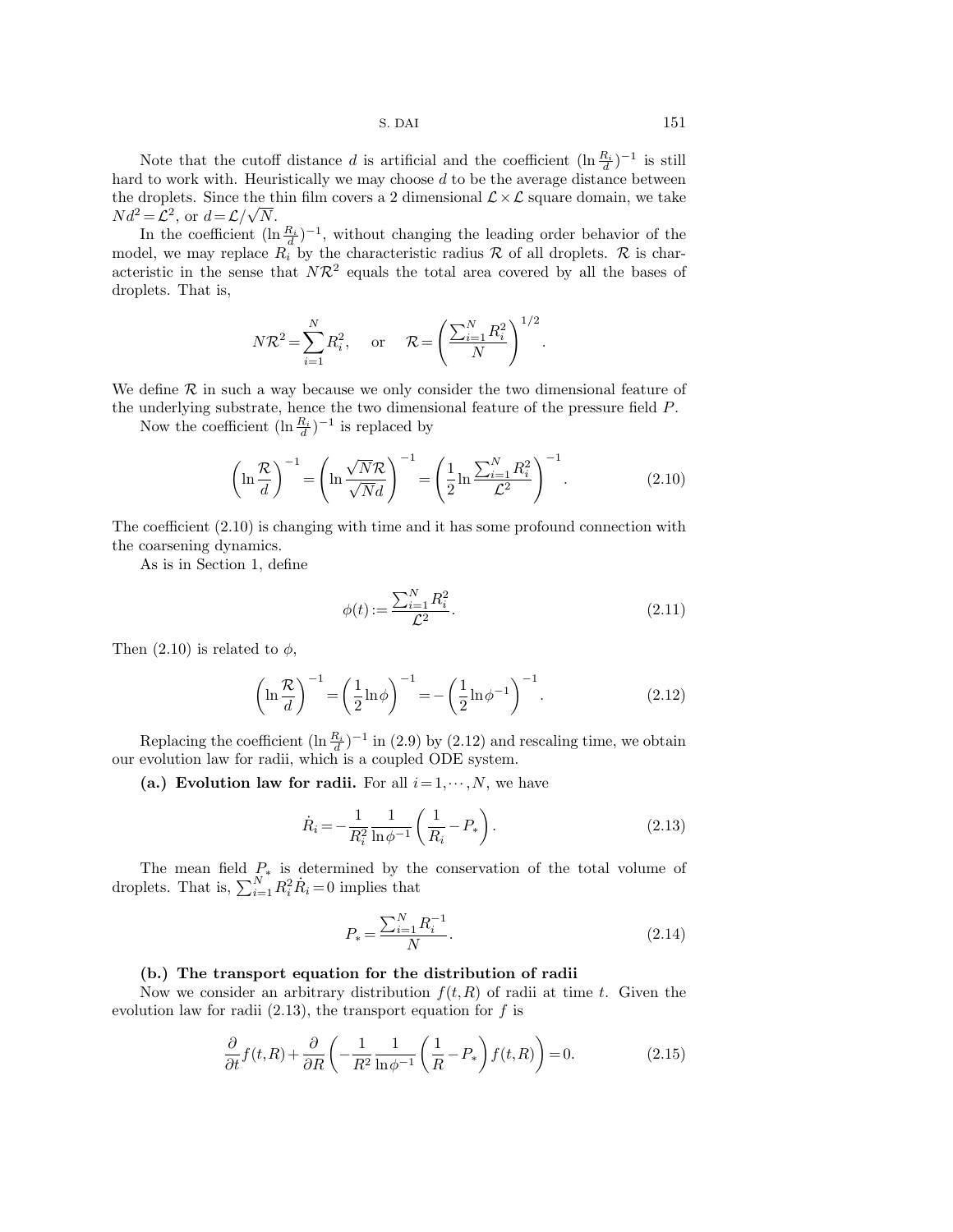Note that the cutoff distance $d$ is artificial and the coefficient $(\ln\frac{R_i}{d})^{-1}$ is still hard to work with. Heuristically we may choose $d$ to be the average distance between the droplets. Since the thin film covers a 2 dimensional $\mathcal{L}\times\mathcal{L}$ square domain, we take $Nd^2=\mathcal{L}^2$, or $d=\mathcal{L}/\sqrt{N}$.

In the coefficient $(\ln\frac{R_i}{d})^{-1}$, without changing the leading order behavior of the model, we may replace $R_i$ by the characteristic radius $\mathcal{R}$ of all droplets. $\mathcal{R}$ is characteristic in the sense that $N\mathcal{R}^2$ equals the total area covered by all the bases of droplets. That is,

$$N\mathcal{R}^2=\sum_{i=1}^{N}R_i^2, \quad \text{or} \quad \mathcal{R}=\left(\frac{\sum_{i=1}^{N}R_i^2}{N}\right)^{1/2}.$$

We define $\mathcal{R}$ in such a way because we only consider the two dimensional feature of the underlying substrate, hence the two dimensional feature of the pressure field $P$.

Now the coefficient $(\ln\frac{R_i}{d})^{-1}$ is replaced by

$$\left(\ln\frac{\mathcal{R}}{d}\right)^{-1}=\left(\ln\frac{\sqrt{N}\mathcal{R}}{\sqrt{N}d}\right)^{-1}=\left(\frac{1}{2}\ln\frac{\sum_{i=1}^{N}R_i^2}{\mathcal{L}^2}\right)^{-1}. \tag{2.10}$$

The coefficient (2.10) is changing with time and it has some profound connection with the coarsening dynamics.

As is in Section 1, define

$$\phi(t):=\frac{\sum_{i=1}^{N}R_i^2}{\mathcal{L}^2}. \tag{2.11}$$

Then (2.10) is related to $\phi$,

$$\left(\ln\frac{\mathcal{R}}{d}\right)^{-1}=\left(\frac{1}{2}\ln\phi\right)^{-1}=-\left(\frac{1}{2}\ln\phi^{-1}\right)^{-1}. \tag{2.12}$$

Replacing the coefficient $(\ln\frac{R_i}{d})^{-1}$ in (2.9) by (2.12) and rescaling time, we obtain our evolution law for radii, which is a coupled ODE system.

**(a.) Evolution law for radii.** For all $i=1,\cdots,N$, we have

$$\dot{R}_i=-\frac{1}{R_i^2}\frac{1}{\ln\phi^{-1}}\left(\frac{1}{R_i}-P_*\right). \tag{2.13}$$

The mean field $P_*$ is determined by the conservation of the total volume of droplets. That is, $\sum_{i=1}^{N}R_i^2\dot{R}_i=0$ implies that

$$P_*=\frac{\sum_{i=1}^{N}R_i^{-1}}{N}. \tag{2.14}$$

**(b.) The transport equation for the distribution of radii**

Now we consider an arbitrary distribution $f(t,R)$ of radii at time $t$. Given the evolution law for radii (2.13), the transport equation for $f$ is

$$\frac{\partial}{\partial t}f(t,R)+\frac{\partial}{\partial R}\left(-\frac{1}{R^2}\frac{1}{\ln\phi^{-1}}\left(\frac{1}{R}-P_*\right)f(t,R)\right)=0. \tag{2.15}$$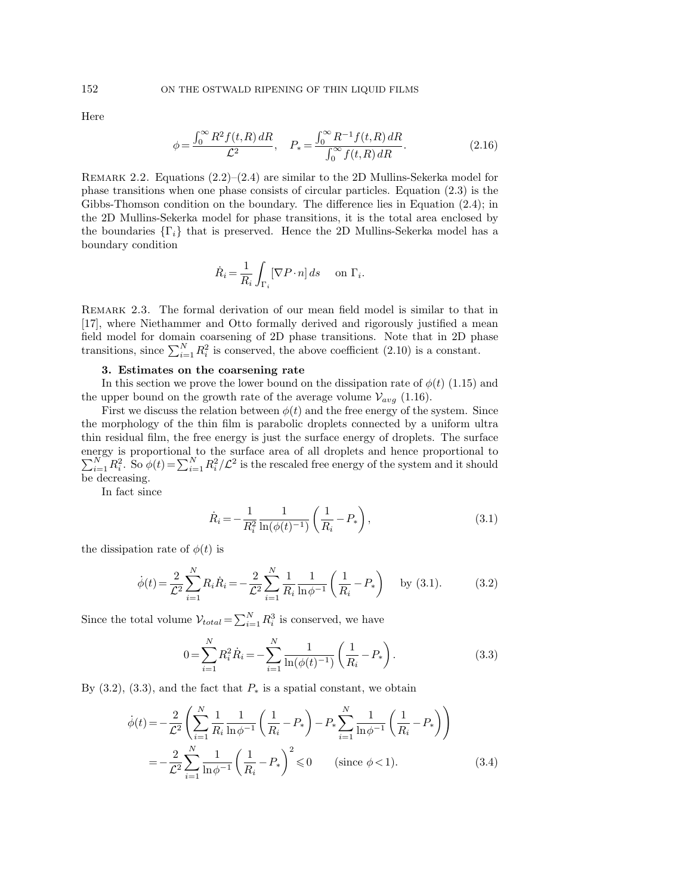Here

$$\phi = \frac{\int_0^\infty R^2 f(t,R)\,dR}{\mathcal{L}^2}, \quad P_* = \frac{\int_0^\infty R^{-1} f(t,R)\,dR}{\int_0^\infty f(t,R)\,dR}. \tag{2.16}$$

Remark 2.2. Equations (2.2)–(2.4) are similar to the 2D Mullins-Sekerka model for phase transitions when one phase consists of circular particles. Equation (2.3) is the Gibbs-Thomson condition on the boundary. The difference lies in Equation (2.4); in the 2D Mullins-Sekerka model for phase transitions, it is the total area enclosed by the boundaries $\{\Gamma_i\}$ that is preserved. Hence the 2D Mullins-Sekerka model has a boundary condition

$$\dot{R}_i = \frac{1}{R_i}\int_{\Gamma_i} [\nabla P \cdot n]\,ds \quad \text{ on } \Gamma_i.$$

Remark 2.3. The formal derivation of our mean field model is similar to that in [17], where Niethammer and Otto formally derived and rigorously justified a mean field model for domain coarsening of 2D phase transitions. Note that in 2D phase transitions, since $\sum_{i=1}^N R_i^2$ is conserved, the above coefficient (2.10) is a constant.

## 3. Estimates on the coarsening rate

In this section we prove the lower bound on the dissipation rate of $\phi(t)$ (1.15) and the upper bound on the growth rate of the average volume $\mathcal{V}_{avg}$ (1.16).

First we discuss the relation between $\phi(t)$ and the free energy of the system. Since the morphology of the thin film is parabolic droplets connected by a uniform ultra thin residual film, the free energy is just the surface energy of droplets. The surface energy is proportional to the surface area of all droplets and hence proportional to $\sum_{i=1}^N R_i^2$. So $\phi(t) = \sum_{i=1}^N R_i^2/\mathcal{L}^2$ is the rescaled free energy of the system and it should be decreasing.

In fact since

$$\dot{R}_i = -\frac{1}{R_i^2}\frac{1}{\ln(\phi(t)^{-1})}\left(\frac{1}{R_i} - P_*\right), \tag{3.1}$$

the dissipation rate of $\phi(t)$ is

$$\dot{\phi}(t) = \frac{2}{\mathcal{L}^2}\sum_{i=1}^N R_i \dot{R}_i = -\frac{2}{\mathcal{L}^2}\sum_{i=1}^N \frac{1}{R_i}\frac{1}{\ln\phi^{-1}}\left(\frac{1}{R_i} - P_*\right) \quad \text{ by (3.1).} \tag{3.2}$$

Since the total volume $\mathcal{V}_{total} = \sum_{i=1}^N R_i^3$ is conserved, we have

$$0 = \sum_{i=1}^N R_i^2 \dot{R}_i = -\sum_{i=1}^N \frac{1}{\ln(\phi(t)^{-1})}\left(\frac{1}{R_i} - P_*\right). \tag{3.3}$$

By (3.2), (3.3), and the fact that $P_*$ is a spatial constant, we obtain

$$\begin{aligned}
\dot{\phi}(t) &= -\frac{2}{\mathcal{L}^2}\left(\sum_{i=1}^N \frac{1}{R_i}\frac{1}{\ln\phi^{-1}}\left(\frac{1}{R_i} - P_*\right) - P_*\sum_{i=1}^N \frac{1}{\ln\phi^{-1}}\left(\frac{1}{R_i} - P_*\right)\right) \\
&= -\frac{2}{\mathcal{L}^2}\sum_{i=1}^N \frac{1}{\ln\phi^{-1}}\left(\frac{1}{R_i} - P_*\right)^2 \leqslant 0 \qquad (\text{since } \phi < 1).
\end{aligned} \tag{3.4}$$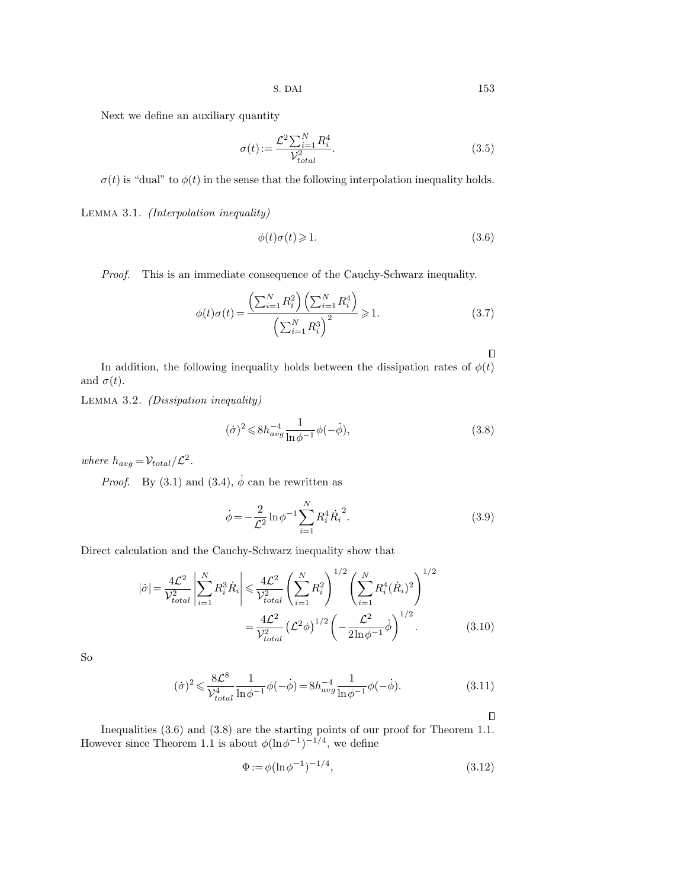Next we define an auxiliary quantity

$$\sigma(t) := \frac{\mathcal{L}^2 \sum_{i=1}^N R_i^4}{\mathcal{V}_{total}^2}. \tag{3.5}$$

$\sigma(t)$ is "dual" to $\phi(t)$ in the sense that the following interpolation inequality holds.

LEMMA 3.1. *(Interpolation inequality)*

$$\phi(t)\sigma(t) \geqslant 1. \tag{3.6}$$

*Proof.* This is an immediate consequence of the Cauchy-Schwarz inequality.

$$\phi(t)\sigma(t) = \frac{\left(\sum_{i=1}^N R_i^2\right)\left(\sum_{i=1}^N R_i^4\right)}{\left(\sum_{i=1}^N R_i^3\right)^2} \geqslant 1. \tag{3.7}$$

□

In addition, the following inequality holds between the dissipation rates of $\phi(t)$ and $\sigma(t)$.

LEMMA 3.2. *(Dissipation inequality)*

$$(\dot{\sigma})^2 \leqslant 8 h_{avg}^{-4} \frac{1}{\ln \phi^{-1}} \phi(-\dot{\phi}), \tag{3.8}$$

*where* $h_{avg} = \mathcal{V}_{total}/\mathcal{L}^2$.

*Proof.* By (3.1) and (3.4), $\dot{\phi}$ can be rewritten as

$$\dot{\phi} = -\frac{2}{\mathcal{L}^2} \ln \phi^{-1} \sum_{i=1}^N R_i^4 \dot{R_i}^2. \tag{3.9}$$

Direct calculation and the Cauchy-Schwarz inequality show that

$$\begin{aligned} |\dot{\sigma}| = \frac{4\mathcal{L}^2}{\mathcal{V}_{total}^2} \left| \sum_{i=1}^N R_i^3 \dot{R}_i \right| &\leqslant \frac{4\mathcal{L}^2}{\mathcal{V}_{total}^2} \left( \sum_{i=1}^N R_i^2 \right)^{1/2} \left( \sum_{i=1}^N R_i^4 (\dot{R}_i)^2 \right)^{1/2} \\ &= \frac{4\mathcal{L}^2}{\mathcal{V}_{total}^2} \left(\mathcal{L}^2 \phi\right)^{1/2} \left( -\frac{\mathcal{L}^2}{2 \ln \phi^{-1}} \dot{\phi} \right)^{1/2}. \end{aligned} \tag{3.10}$$

So

$$(\dot{\sigma})^2 \leqslant \frac{8\mathcal{L}^8}{\mathcal{V}_{total}^4} \frac{1}{\ln \phi^{-1}} \phi(-\dot{\phi}) = 8 h_{avg}^{-4} \frac{1}{\ln \phi^{-1}} \phi(-\dot{\phi}). \tag{3.11}$$

□

Inequalities (3.6) and (3.8) are the starting points of our proof for Theorem 1.1. However since Theorem 1.1 is about $\phi(\ln \phi^{-1})^{-1/4}$, we define

$$\Phi := \phi(\ln \phi^{-1})^{-1/4}, \tag{3.12}$$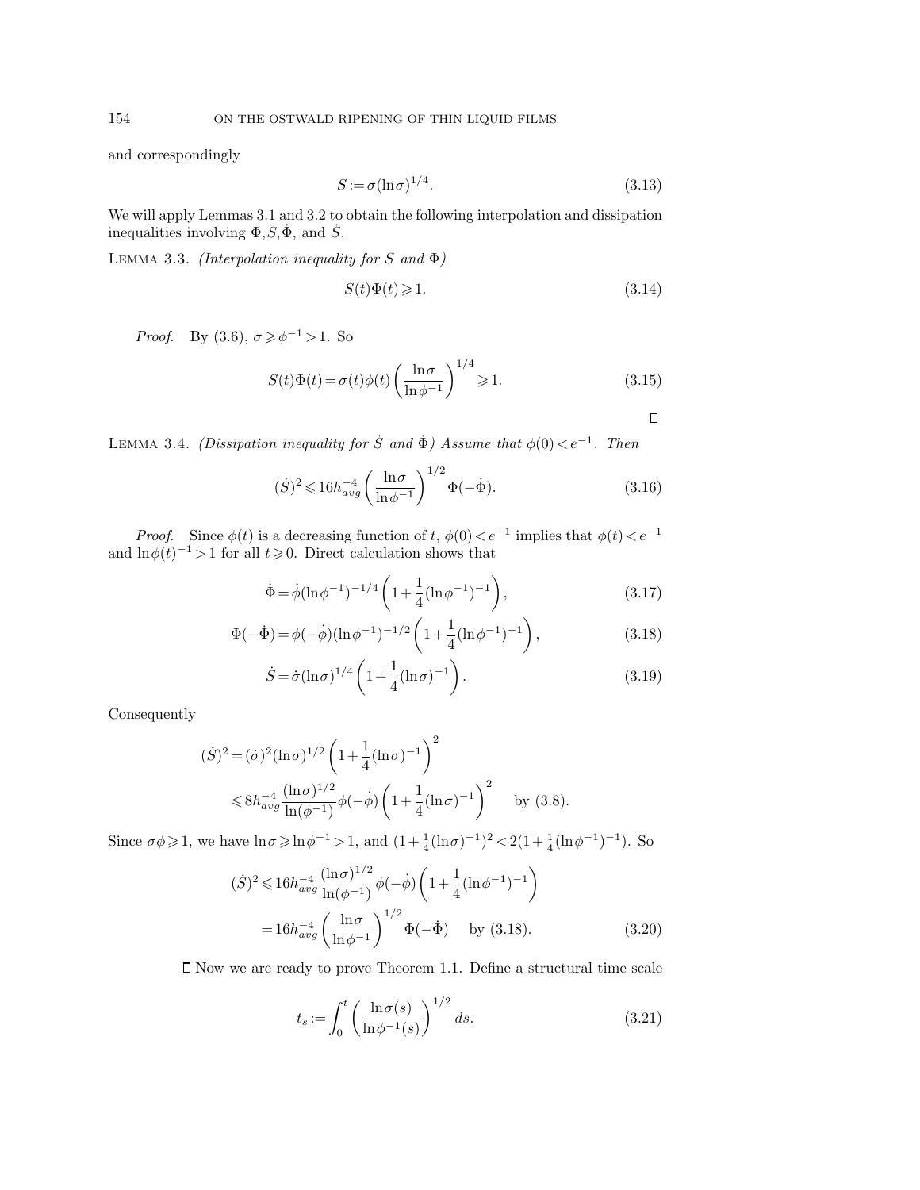and correspondingly

$$S := \sigma(\ln \sigma)^{1/4}. \tag{3.13}$$

We will apply Lemmas 3.1 and 3.2 to obtain the following interpolation and dissipation inequalities involving $\Phi, S, \dot{\Phi}$, and $\dot{S}$.

Lemma 3.3. *(Interpolation inequality for $S$ and $\Phi$)*

$$S(t)\Phi(t) \geqslant 1. \tag{3.14}$$

*Proof.* By (3.6), $\sigma \geqslant \phi^{-1} > 1$. So

$$S(t)\Phi(t) = \sigma(t)\phi(t)\left(\frac{\ln \sigma}{\ln \phi^{-1}}\right)^{1/4} \geqslant 1. \tag{3.15}$$

□

Lemma 3.4. *(Dissipation inequality for $\dot{S}$ and $\dot{\Phi}$) Assume that $\phi(0) < e^{-1}$. Then*

$$(\dot{S})^2 \leqslant 16 h_{avg}^{-4}\left(\frac{\ln \sigma}{\ln \phi^{-1}}\right)^{1/2} \Phi(-\dot{\Phi}). \tag{3.16}$$

*Proof.* Since $\phi(t)$ is a decreasing function of $t$, $\phi(0) < e^{-1}$ implies that $\phi(t) < e^{-1}$ and $\ln \phi(t)^{-1} > 1$ for all $t \geqslant 0$. Direct calculation shows that

$$\dot{\Phi} = \dot{\phi}(\ln \phi^{-1})^{-1/4}\left(1 + \frac{1}{4}(\ln \phi^{-1})^{-1}\right), \tag{3.17}$$

$$\Phi(-\dot{\Phi}) = \phi(-\dot{\phi})(\ln \phi^{-1})^{-1/2}\left(1 + \frac{1}{4}(\ln \phi^{-1})^{-1}\right), \tag{3.18}$$

$$\dot{S} = \dot{\sigma}(\ln \sigma)^{1/4}\left(1 + \frac{1}{4}(\ln \sigma)^{-1}\right). \tag{3.19}$$

Consequently

$$\begin{aligned}
(\dot{S})^2 &= (\dot{\sigma})^2(\ln \sigma)^{1/2}\left(1 + \frac{1}{4}(\ln \sigma)^{-1}\right)^2 \\
&\leqslant 8 h_{avg}^{-4}\frac{(\ln \sigma)^{1/2}}{\ln(\phi^{-1})}\phi(-\dot{\phi})\left(1 + \frac{1}{4}(\ln \sigma)^{-1}\right)^2 \qquad \text{by (3.8).}
\end{aligned}$$

Since $\sigma\phi \geqslant 1$, we have $\ln \sigma \geqslant \ln \phi^{-1} > 1$, and $(1 + \frac{1}{4}(\ln \sigma)^{-1})^2 < 2(1 + \frac{1}{4}(\ln \phi^{-1})^{-1})$. So

$$\begin{aligned}
(\dot{S})^2 &\leqslant 16 h_{avg}^{-4}\frac{(\ln \sigma)^{1/2}}{\ln(\phi^{-1})}\phi(-\dot{\phi})\left(1 + \frac{1}{4}(\ln \phi^{-1})^{-1}\right) \\
&= 16 h_{avg}^{-4}\left(\frac{\ln \sigma}{\ln \phi^{-1}}\right)^{1/2}\Phi(-\dot{\Phi}) \qquad \text{by (3.18).}
\end{aligned} \tag{3.20}$$

□ Now we are ready to prove Theorem 1.1. Define a structural time scale

$$t_s := \int_0^t \left(\frac{\ln \sigma(s)}{\ln \phi^{-1}(s)}\right)^{1/2} ds. \tag{3.21}$$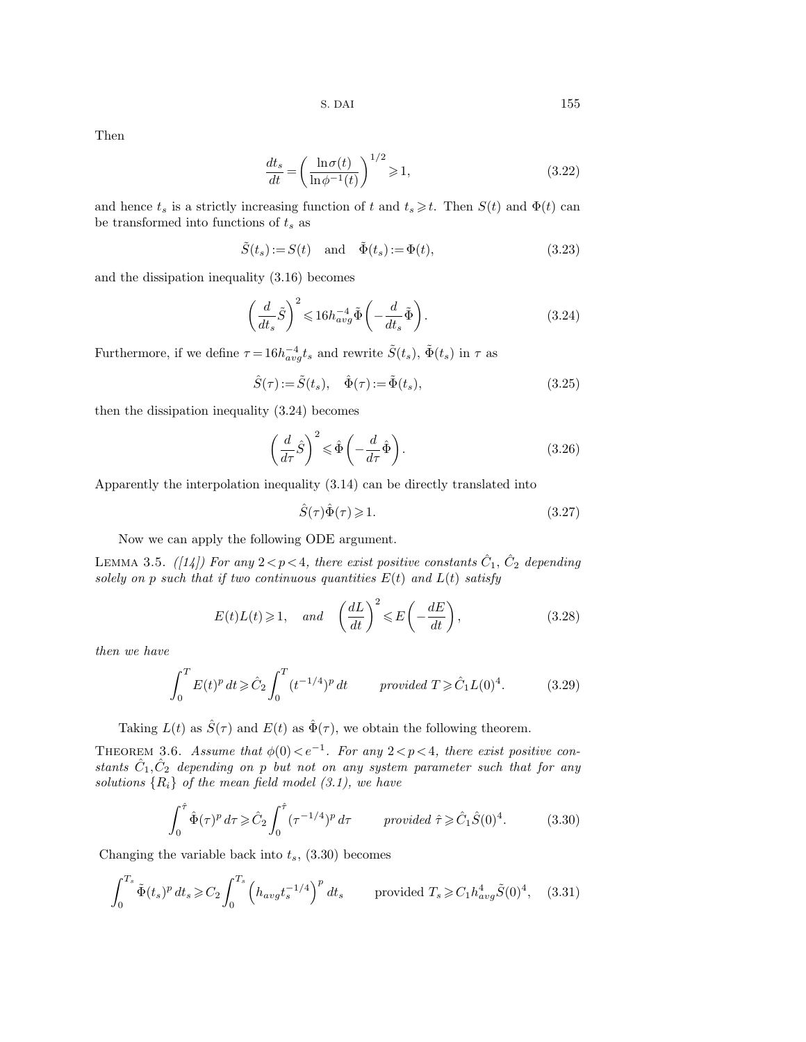Then

$$\frac{dt_s}{dt} = \left( \frac{\ln \sigma(t)}{\ln \phi^{-1}(t)} \right)^{1/2} \geqslant 1, \tag{3.22}$$

and hence $t_s$ is a strictly increasing function of $t$ and $t_s \geqslant t$. Then $S(t)$ and $\Phi(t)$ can be transformed into functions of $t_s$ as

$$\tilde{S}(t_s) := S(t) \quad \text{and} \quad \tilde{\Phi}(t_s) := \Phi(t), \tag{3.23}$$

and the dissipation inequality (3.16) becomes

$$\left( \frac{d}{dt_s} \tilde{S} \right)^2 \leqslant 16 h_{avg}^{-4} \tilde{\Phi} \left( -\frac{d}{dt_s} \tilde{\Phi} \right). \tag{3.24}$$

Furthermore, if we define $\tau = 16 h_{avg}^{-4} t_s$ and rewrite $\tilde{S}(t_s)$, $\tilde{\Phi}(t_s)$ in $\tau$ as

$$\hat{S}(\tau) := \tilde{S}(t_s), \quad \hat{\Phi}(\tau) := \tilde{\Phi}(t_s), \tag{3.25}$$

then the dissipation inequality (3.24) becomes

$$\left( \frac{d}{d\tau} \hat{S} \right)^2 \leqslant \hat{\Phi} \left( -\frac{d}{d\tau} \hat{\Phi} \right). \tag{3.26}$$

Apparently the interpolation inequality (3.14) can be directly translated into

$$\hat{S}(\tau) \hat{\Phi}(\tau) \geqslant 1. \tag{3.27}$$

Now we can apply the following ODE argument.

Lemma 3.5. *([14]) For any $2 < p < 4$, there exist positive constants $\hat{C}_1$, $\hat{C}_2$ depending solely on $p$ such that if two continuous quantities $E(t)$ and $L(t)$ satisfy*

$$E(t) L(t) \geqslant 1, \quad \text{and} \quad \left( \frac{dL}{dt} \right)^2 \leqslant E \left( -\frac{dE}{dt} \right), \tag{3.28}$$

*then we have*

$$\int_0^T E(t)^p \, dt \geqslant \hat{C}_2 \int_0^T (t^{-1/4})^p \, dt \qquad \text{provided } T \geqslant \hat{C}_1 L(0)^4. \tag{3.29}$$

Taking $L(t)$ as $\hat{S}(\tau)$ and $E(t)$ as $\hat{\Phi}(\tau)$, we obtain the following theorem.

Theorem 3.6. *Assume that $\phi(0) < e^{-1}$. For any $2 < p < 4$, there exist positive constants $\hat{C}_1, \hat{C}_2$ depending on $p$ but not on any system parameter such that for any solutions $\{R_i\}$ of the mean field model (3.1), we have*

$$\int_0^{\hat{\tau}} \hat{\Phi}(\tau)^p \, d\tau \geqslant \hat{C}_2 \int_0^{\hat{\tau}} (\tau^{-1/4})^p \, d\tau \qquad \text{provided } \hat{\tau} \geqslant \hat{C}_1 \hat{S}(0)^4. \tag{3.30}$$

Changing the variable back into $t_s$, (3.30) becomes

$$\int_0^{T_s} \tilde{\Phi}(t_s)^p \, dt_s \geqslant C_2 \int_0^{T_s} \left( h_{avg} t_s^{-1/4} \right)^p dt_s \qquad \text{provided } T_s \geqslant C_1 h_{avg}^4 \tilde{S}(0)^4, \tag{3.31}$$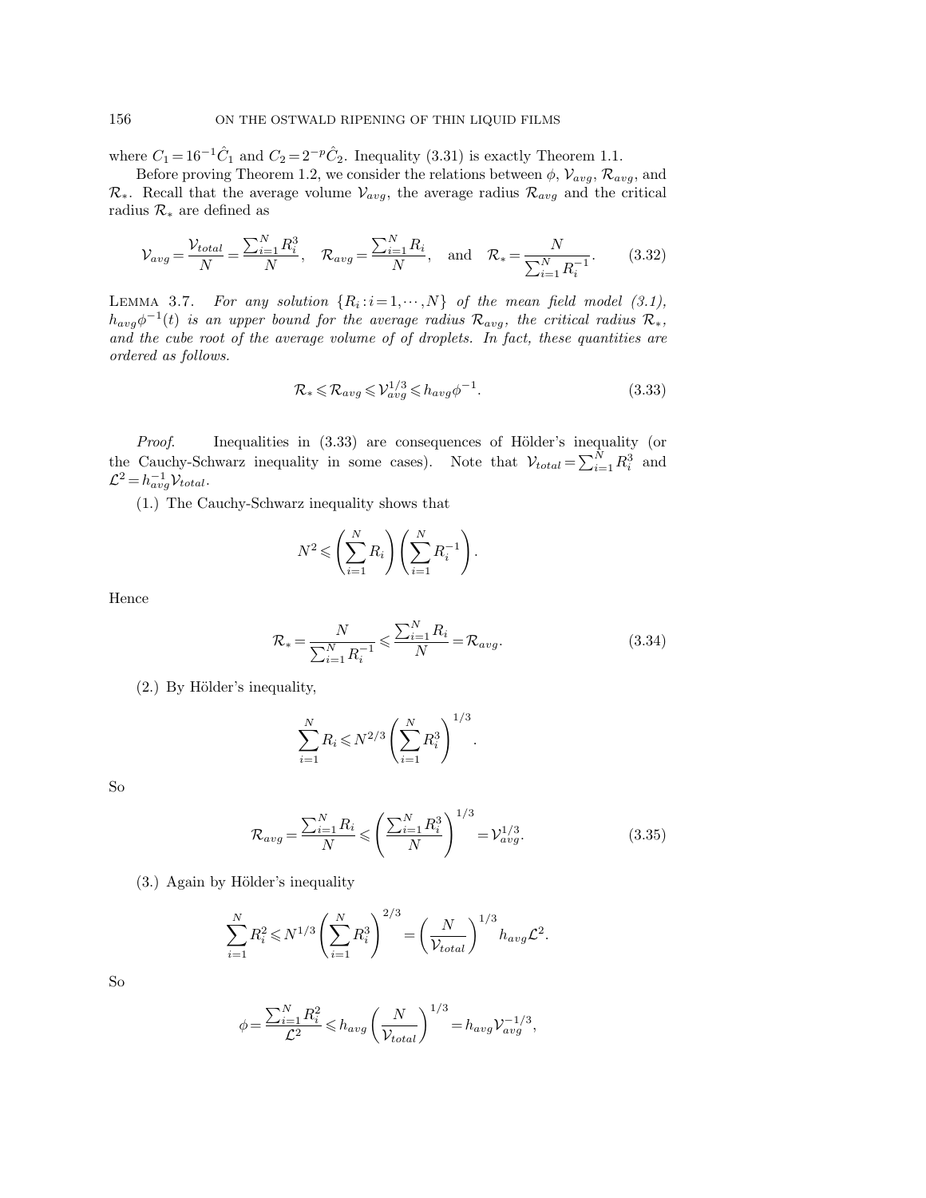where $C_1 = 16^{-1}\hat{C}_1$ and $C_2 = 2^{-p}\hat{C}_2$. Inequality (3.31) is exactly Theorem 1.1.

Before proving Theorem 1.2, we consider the relations between $\phi$, $\mathcal{V}_{avg}$, $\mathcal{R}_{avg}$, and $\mathcal{R}_*$. Recall that the average volume $\mathcal{V}_{avg}$, the average radius $\mathcal{R}_{avg}$ and the critical radius $\mathcal{R}_*$ are defined as

$$\mathcal{V}_{avg} = \frac{\mathcal{V}_{total}}{N} = \frac{\sum_{i=1}^N R_i^3}{N}, \quad \mathcal{R}_{avg} = \frac{\sum_{i=1}^N R_i}{N}, \quad \text{and} \quad \mathcal{R}_* = \frac{N}{\sum_{i=1}^N R_i^{-1}}. \tag{3.32}$$

Lemma 3.7. *For any solution $\{R_i : i = 1, \cdots, N\}$ of the mean field model (3.1), $h_{avg}\phi^{-1}(t)$ is an upper bound for the average radius $\mathcal{R}_{avg}$, the critical radius $\mathcal{R}_*$, and the cube root of the average volume of of droplets. In fact, these quantities are ordered as follows.*

$$\mathcal{R}_* \leqslant \mathcal{R}_{avg} \leqslant \mathcal{V}_{avg}^{1/3} \leqslant h_{avg}\phi^{-1}. \tag{3.33}$$

*Proof.* Inequalities in (3.33) are consequences of Hölder's inequality (or the Cauchy-Schwarz inequality in some cases). Note that $\mathcal{V}_{total} = \sum_{i=1}^N R_i^3$ and $\mathcal{L}^2 = h_{avg}^{-1}\mathcal{V}_{total}$.

(1.) The Cauchy-Schwarz inequality shows that

$$N^2 \leqslant \left(\sum_{i=1}^N R_i\right)\left(\sum_{i=1}^N R_i^{-1}\right).$$

Hence

$$\mathcal{R}_* = \frac{N}{\sum_{i=1}^N R_i^{-1}} \leqslant \frac{\sum_{i=1}^N R_i}{N} = \mathcal{R}_{avg}. \tag{3.34}$$

(2.) By Hölder's inequality,

$$\sum_{i=1}^N R_i \leqslant N^{2/3}\left(\sum_{i=1}^N R_i^3\right)^{1/3}.$$

So

$$\mathcal{R}_{avg} = \frac{\sum_{i=1}^N R_i}{N} \leqslant \left(\frac{\sum_{i=1}^N R_i^3}{N}\right)^{1/3} = \mathcal{V}_{avg}^{1/3}. \tag{3.35}$$

(3.) Again by Hölder's inequality

$$\sum_{i=1}^N R_i^2 \leqslant N^{1/3}\left(\sum_{i=1}^N R_i^3\right)^{2/3} = \left(\frac{N}{\mathcal{V}_{total}}\right)^{1/3} h_{avg}\mathcal{L}^2.$$

So

$$\phi = \frac{\sum_{i=1}^N R_i^2}{\mathcal{L}^2} \leqslant h_{avg}\left(\frac{N}{\mathcal{V}_{total}}\right)^{1/3} = h_{avg}\mathcal{V}_{avg}^{-1/3},$$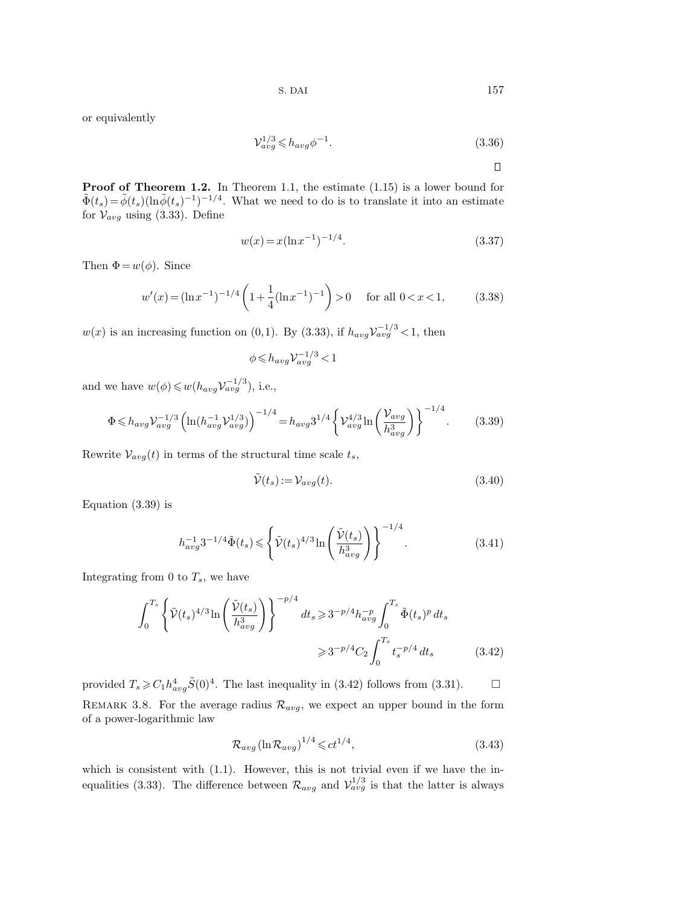or equivalently

$$\mathcal{V}_{avg}^{1/3} \leqslant h_{avg}\phi^{-1}. \tag{3.36}$$

$\square$

**Proof of Theorem 1.2.** In Theorem 1.1, the estimate (1.15) is a lower bound for $\tilde{\Phi}(t_s) = \tilde{\phi}(t_s)(\ln\tilde{\phi}(t_s)^{-1})^{-1/4}$. What we need to do is to translate it into an estimate for $\mathcal{V}_{avg}$ using (3.33). Define

$$w(x) = x(\ln x^{-1})^{-1/4}. \tag{3.37}$$

Then $\Phi = w(\phi)$. Since

$$w'(x) = (\ln x^{-1})^{-1/4}\left(1 + \frac{1}{4}(\ln x^{-1})^{-1}\right) > 0 \quad \text{for all } 0 < x < 1, \tag{3.38}$$

$w(x)$ is an increasing function on (0,1). By (3.33), if $h_{avg}\mathcal{V}_{avg}^{-1/3} < 1$, then

$$\phi \leqslant h_{avg}\mathcal{V}_{avg}^{-1/3} < 1$$

and we have $w(\phi) \leqslant w(h_{avg}\mathcal{V}_{avg}^{-1/3})$, i.e.,

$$\Phi \leqslant h_{avg}\mathcal{V}_{avg}^{-1/3}\left(\ln(h_{avg}^{-1}\mathcal{V}_{avg}^{1/3})\right)^{-1/4} = h_{avg}3^{1/4}\left\{\mathcal{V}_{avg}^{4/3}\ln\left(\frac{\mathcal{V}_{avg}}{h_{avg}^3}\right)\right\}^{-1/4}. \tag{3.39}$$

Rewrite $\mathcal{V}_{avg}(t)$ in terms of the structural time scale $t_s$,

$$\tilde{\mathcal{V}}(t_s) := \mathcal{V}_{avg}(t). \tag{3.40}$$

Equation (3.39) is

$$h_{avg}^{-1}3^{-1/4}\tilde{\Phi}(t_s) \leqslant \left\{\tilde{\mathcal{V}}(t_s)^{4/3}\ln\left(\frac{\tilde{\mathcal{V}}(t_s)}{h_{avg}^3}\right)\right\}^{-1/4}. \tag{3.41}$$

Integrating from 0 to $T_s$, we have

$$\begin{aligned}\int_0^{T_s}\left\{\tilde{\mathcal{V}}(t_s)^{4/3}\ln\left(\frac{\tilde{\mathcal{V}}(t_s)}{h_{avg}^3}\right)\right\}^{-p/4} dt_s &\geqslant 3^{-p/4}h_{avg}^{-p}\int_0^{T_s}\tilde{\Phi}(t_s)^p\,dt_s \\ &\geqslant 3^{-p/4}C_2\int_0^{T_s} t_s^{-p/4}\,dt_s\end{aligned} \tag{3.42}$$

provided $T_s \geqslant C_1 h_{avg}^4\tilde{S}(0)^4$. The last inequality in (3.42) follows from (3.31). $\square$

Remark 3.8. For the average radius $\mathcal{R}_{avg}$, we expect an upper bound in the form of a power-logarithmic law

$$\mathcal{R}_{avg}(\ln\mathcal{R}_{avg})^{1/4} \leqslant ct^{1/4}, \tag{3.43}$$

which is consistent with (1.1). However, this is not trivial even if we have the inequalities (3.33). The difference between $\mathcal{R}_{avg}$ and $\mathcal{V}_{avg}^{1/3}$ is that the latter is always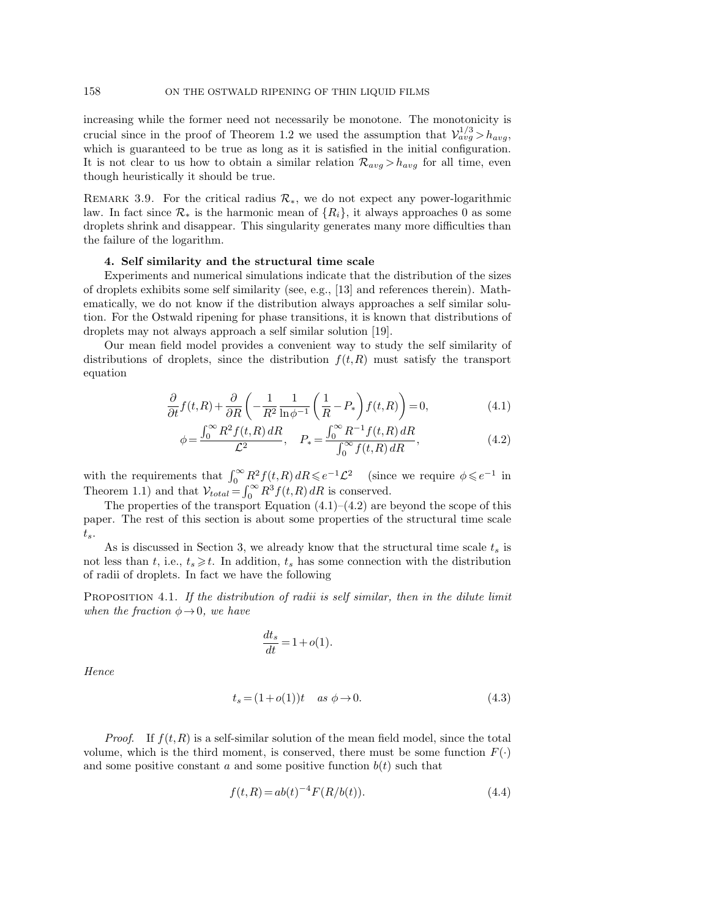increasing while the former need not necessarily be monotone. The monotonicity is crucial since in the proof of Theorem 1.2 we used the assumption that $\mathcal{V}_{avg}^{1/3} > h_{avg}$, which is guaranteed to be true as long as it is satisfied in the initial configuration. It is not clear to us how to obtain a similar relation $\mathcal{R}_{avg} > h_{avg}$ for all time, even though heuristically it should be true.

Remark 3.9. For the critical radius $\mathcal{R}_*$, we do not expect any power-logarithmic law. In fact since $\mathcal{R}_*$ is the harmonic mean of $\{R_i\}$, it always approaches 0 as some droplets shrink and disappear. This singularity generates many more difficulties than the failure of the logarithm.

## 4. Self similarity and the structural time scale

Experiments and numerical simulations indicate that the distribution of the sizes of droplets exhibits some self similarity (see, e.g., [13] and references therein). Mathematically, we do not know if the distribution always approaches a self similar solution. For the Ostwald ripening for phase transitions, it is known that distributions of droplets may not always approach a self similar solution [19].

Our mean field model provides a convenient way to study the self similarity of distributions of droplets, since the distribution $f(t,R)$ must satisfy the transport equation

$$\frac{\partial}{\partial t} f(t,R) + \frac{\partial}{\partial R}\left(-\frac{1}{R^2}\frac{1}{\ln \phi^{-1}}\left(\frac{1}{R} - P_*\right) f(t,R)\right) = 0, \tag{4.1}$$

$$\phi = \frac{\int_0^\infty R^2 f(t,R)\,dR}{\mathcal{L}^2}, \quad P_* = \frac{\int_0^\infty R^{-1} f(t,R)\,dR}{\int_0^\infty f(t,R)\,dR}, \tag{4.2}$$

with the requirements that $\int_0^\infty R^2 f(t,R)\,dR \leqslant e^{-1}\mathcal{L}^2$ (since we require $\phi \leqslant e^{-1}$ in Theorem 1.1) and that $\mathcal{V}_{total} = \int_0^\infty R^3 f(t,R)\,dR$ is conserved.

The properties of the transport Equation (4.1)–(4.2) are beyond the scope of this paper. The rest of this section is about some properties of the structural time scale $t_s$.

As is discussed in Section 3, we already know that the structural time scale $t_s$ is not less than $t$, i.e., $t_s \geqslant t$. In addition, $t_s$ has some connection with the distribution of radii of droplets. In fact we have the following

Proposition 4.1. *If the distribution of radii is self similar, then in the dilute limit when the fraction $\phi \to 0$, we have*

$$\frac{dt_s}{dt} = 1 + o(1).$$

*Hence*

$$t_s = (1 + o(1))t \quad \text{as } \phi \to 0. \tag{4.3}$$

*Proof.* If $f(t,R)$ is a self-similar solution of the mean field model, since the total volume, which is the third moment, is conserved, there must be some function $F(\cdot)$ and some positive constant $a$ and some positive function $b(t)$ such that

$$f(t,R) = a b(t)^{-4} F(R/b(t)). \tag{4.4}$$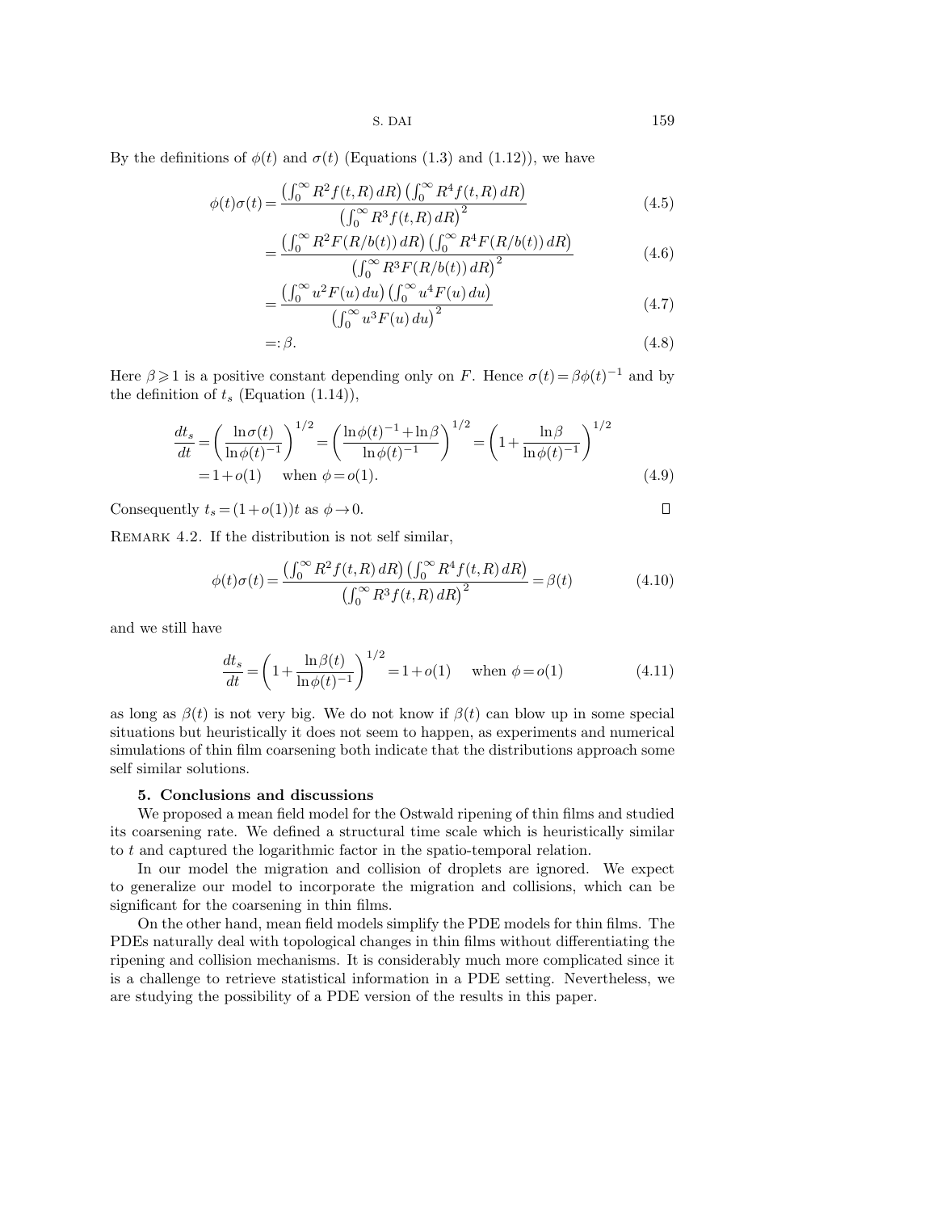By the definitions of $\phi(t)$ and $\sigma(t)$ (Equations (1.3) and (1.12)), we have

$$
\begin{aligned}
\phi(t)\sigma(t) &= \frac{\left(\int_0^\infty R^2 f(t,R)\,dR\right)\left(\int_0^\infty R^4 f(t,R)\,dR\right)}{\left(\int_0^\infty R^3 f(t,R)\,dR\right)^2} && (4.5)\\
&= \frac{\left(\int_0^\infty R^2 F(R/b(t))\,dR\right)\left(\int_0^\infty R^4 F(R/b(t))\,dR\right)}{\left(\int_0^\infty R^3 F(R/b(t))\,dR\right)^2} && (4.6)\\
&= \frac{\left(\int_0^\infty u^2 F(u)\,du\right)\left(\int_0^\infty u^4 F(u)\,du\right)}{\left(\int_0^\infty u^3 F(u)\,du\right)^2} && (4.7)\\
&=: \beta. && (4.8)
\end{aligned}
$$

Here $\beta \geqslant 1$ is a positive constant depending only on $F$. Hence $\sigma(t) = \beta\phi(t)^{-1}$ and by the definition of $t_s$ (Equation (1.14)),

$$
\begin{aligned}
\frac{dt_s}{dt} &= \left(\frac{\ln\sigma(t)}{\ln\phi(t)^{-1}}\right)^{1/2} = \left(\frac{\ln\phi(t)^{-1} + \ln\beta}{\ln\phi(t)^{-1}}\right)^{1/2} = \left(1 + \frac{\ln\beta}{\ln\phi(t)^{-1}}\right)^{1/2}\\
&= 1 + o(1) \quad \text{ when } \phi = o(1). && (4.9)
\end{aligned}
$$

Consequently $t_s = (1+o(1))t$ as $\phi \to 0$. ∎

Remark 4.2. If the distribution is not self similar,

$$
\phi(t)\sigma(t) = \frac{\left(\int_0^\infty R^2 f(t,R)\,dR\right)\left(\int_0^\infty R^4 f(t,R)\,dR\right)}{\left(\int_0^\infty R^3 f(t,R)\,dR\right)^2} = \beta(t) \tag{4.10}
$$

and we still have

$$
\frac{dt_s}{dt} = \left(1 + \frac{\ln\beta(t)}{\ln\phi(t)^{-1}}\right)^{1/2} = 1 + o(1) \quad \text{ when } \phi = o(1) \tag{4.11}
$$

as long as $\beta(t)$ is not very big. We do not know if $\beta(t)$ can blow up in some special situations but heuristically it does not seem to happen, as experiments and numerical simulations of thin film coarsening both indicate that the distributions approach some self similar solutions.

## 5. Conclusions and discussions

We proposed a mean field model for the Ostwald ripening of thin films and studied its coarsening rate. We defined a structural time scale which is heuristically similar to $t$ and captured the logarithmic factor in the spatio-temporal relation.

In our model the migration and collision of droplets are ignored. We expect to generalize our model to incorporate the migration and collisions, which can be significant for the coarsening in thin films.

On the other hand, mean field models simplify the PDE models for thin films. The PDEs naturally deal with topological changes in thin films without differentiating the ripening and collision mechanisms. It is considerably much more complicated since it is a challenge to retrieve statistical information in a PDE setting. Nevertheless, we are studying the possibility of a PDE version of the results in this paper.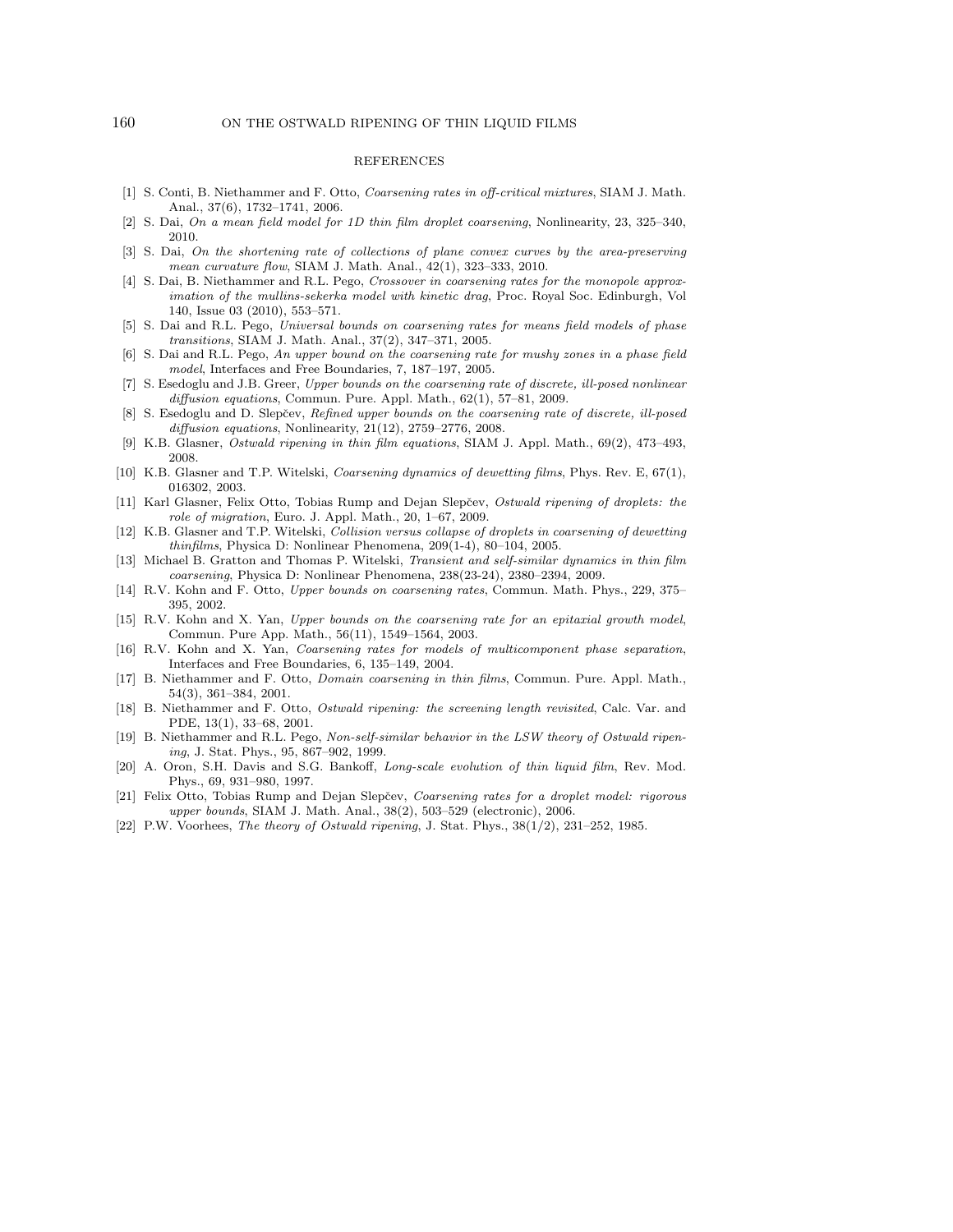## REFERENCES

[1] S. Conti, B. Niethammer and F. Otto, *Coarsening rates in off-critical mixtures*, SIAM J. Math. Anal., 37(6), 1732–1741, 2006.

[2] S. Dai, *On a mean field model for 1D thin film droplet coarsening*, Nonlinearity, 23, 325–340, 2010.

[3] S. Dai, *On the shortening rate of collections of plane convex curves by the area-preserving mean curvature flow*, SIAM J. Math. Anal., 42(1), 323–333, 2010.

[4] S. Dai, B. Niethammer and R.L. Pego, *Crossover in coarsening rates for the monopole approximation of the mullins-sekerka model with kinetic drag*, Proc. Royal Soc. Edinburgh, Vol 140, Issue 03 (2010), 553–571.

[5] S. Dai and R.L. Pego, *Universal bounds on coarsening rates for means field models of phase transitions*, SIAM J. Math. Anal., 37(2), 347–371, 2005.

[6] S. Dai and R.L. Pego, *An upper bound on the coarsening rate for mushy zones in a phase field model*, Interfaces and Free Boundaries, 7, 187–197, 2005.

[7] S. Esedoglu and J.B. Greer, *Upper bounds on the coarsening rate of discrete, ill-posed nonlinear diffusion equations*, Commun. Pure. Appl. Math., 62(1), 57–81, 2009.

[8] S. Esedoglu and D. Slepčev, *Refined upper bounds on the coarsening rate of discrete, ill-posed diffusion equations*, Nonlinearity, 21(12), 2759–2776, 2008.

[9] K.B. Glasner, *Ostwald ripening in thin film equations*, SIAM J. Appl. Math., 69(2), 473–493, 2008.

[10] K.B. Glasner and T.P. Witelski, *Coarsening dynamics of dewetting films*, Phys. Rev. E, 67(1), 016302, 2003.

[11] Karl Glasner, Felix Otto, Tobias Rump and Dejan Slepčev, *Ostwald ripening of droplets: the role of migration*, Euro. J. Appl. Math., 20, 1–67, 2009.

[12] K.B. Glasner and T.P. Witelski, *Collision versus collapse of droplets in coarsening of dewetting thinfilms*, Physica D: Nonlinear Phenomena, 209(1-4), 80–104, 2005.

[13] Michael B. Gratton and Thomas P. Witelski, *Transient and self-similar dynamics in thin film coarsening*, Physica D: Nonlinear Phenomena, 238(23-24), 2380–2394, 2009.

[14] R.V. Kohn and F. Otto, *Upper bounds on coarsening rates*, Commun. Math. Phys., 229, 375–395, 2002.

[15] R.V. Kohn and X. Yan, *Upper bounds on the coarsening rate for an epitaxial growth model*, Commun. Pure App. Math., 56(11), 1549–1564, 2003.

[16] R.V. Kohn and X. Yan, *Coarsening rates for models of multicomponent phase separation*, Interfaces and Free Boundaries, 6, 135–149, 2004.

[17] B. Niethammer and F. Otto, *Domain coarsening in thin films*, Commun. Pure. Appl. Math., 54(3), 361–384, 2001.

[18] B. Niethammer and F. Otto, *Ostwald ripening: the screening length revisited*, Calc. Var. and PDE, 13(1), 33–68, 2001.

[19] B. Niethammer and R.L. Pego, *Non-self-similar behavior in the LSW theory of Ostwald ripening*, J. Stat. Phys., 95, 867–902, 1999.

[20] A. Oron, S.H. Davis and S.G. Bankoff, *Long-scale evolution of thin liquid film*, Rev. Mod. Phys., 69, 931–980, 1997.

[21] Felix Otto, Tobias Rump and Dejan Slepčev, *Coarsening rates for a droplet model: rigorous upper bounds*, SIAM J. Math. Anal., 38(2), 503–529 (electronic), 2006.

[22] P.W. Voorhees, *The theory of Ostwald ripening*, J. Stat. Phys., 38(1/2), 231–252, 1985.